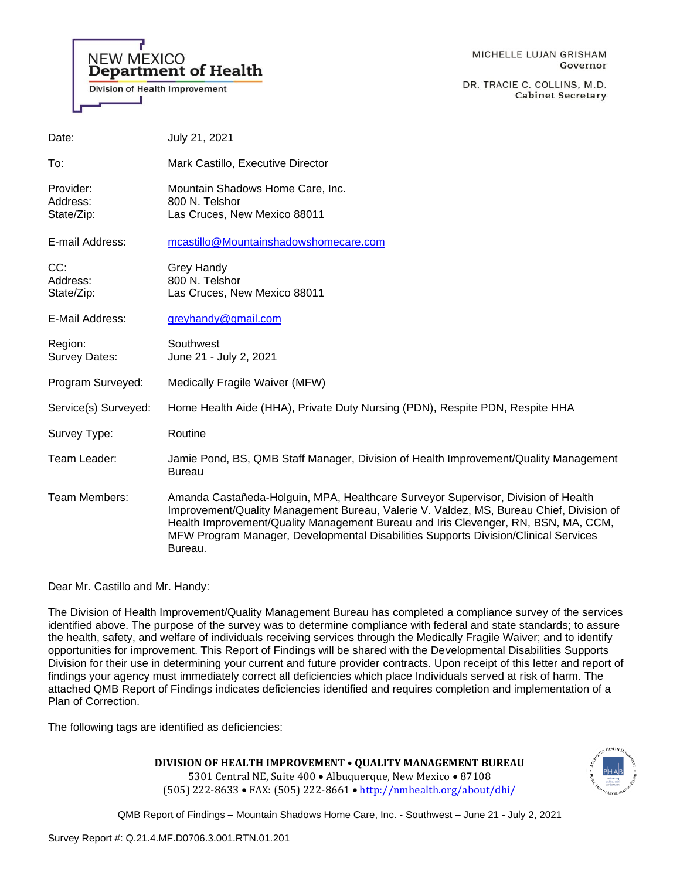NEW MEXICO
**Department of Health**
Division of Health Improvement

MICHELLE LUJAN GRISHAM
**Governor**

DR. TRACIE C. COLLINS, M.D.
**Cabinet Secretary**

| | |
|---|---|
| Date: | July 21, 2021 |
| To: | Mark Castillo, Executive Director |
| Provider:<br>Address:<br>State/Zip: | Mountain Shadows Home Care, Inc.<br>800 N. Telshor<br>Las Cruces, New Mexico 88011 |
| E-mail Address: | mcastillo@Mountainshadowshomecare.com |
| CC:<br>Address:<br>State/Zip: | Grey Handy<br>800 N. Telshor<br>Las Cruces, New Mexico 88011 |
| E-Mail Address: | greyhandy@gmail.com |
| Region:<br>Survey Dates: | Southwest<br>June 21 - July 2, 2021 |
| Program Surveyed: | Medically Fragile Waiver (MFW) |
| Service(s) Surveyed: | Home Health Aide (HHA), Private Duty Nursing (PDN), Respite PDN, Respite HHA |
| Survey Type: | Routine |
| Team Leader: | Jamie Pond, BS, QMB Staff Manager, Division of Health Improvement/Quality Management Bureau |
| Team Members: | Amanda Castañeda-Holguin, MPA, Healthcare Surveyor Supervisor, Division of Health Improvement/Quality Management Bureau, Valerie V. Valdez, MS, Bureau Chief, Division of Health Improvement/Quality Management Bureau and Iris Clevenger, RN, BSN, MA, CCM, MFW Program Manager, Developmental Disabilities Supports Division/Clinical Services Bureau. |

Dear Mr. Castillo and Mr. Handy:

The Division of Health Improvement/Quality Management Bureau has completed a compliance survey of the services identified above. The purpose of the survey was to determine compliance with federal and state standards; to assure the health, safety, and welfare of individuals receiving services through the Medically Fragile Waiver; and to identify opportunities for improvement. This Report of Findings will be shared with the Developmental Disabilities Supports Division for their use in determining your current and future provider contracts. Upon receipt of this letter and report of findings your agency must immediately correct all deficiencies which place Individuals served at risk of harm. The attached QMB Report of Findings indicates deficiencies identified and requires completion and implementation of a Plan of Correction.

The following tags are identified as deficiencies:

**DIVISION OF HEALTH IMPROVEMENT • QUALITY MANAGEMENT BUREAU**
5301 Central NE, Suite 400 • Albuquerque, New Mexico • 87108
(505) 222-8633 • FAX: (505) 222-8661 • http://nmhealth.org/about/dhi/

QMB Report of Findings – Mountain Shadows Home Care, Inc. - Southwest – June 21 - July 2, 2021

Survey Report #: Q.21.4.MF.D0706.3.001.RTN.01.201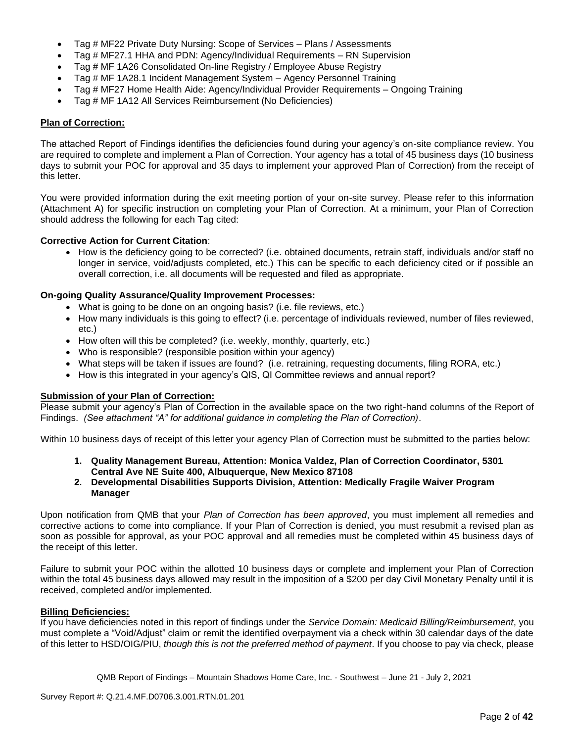- Tag # MF22 Private Duty Nursing: Scope of Services – Plans / Assessments
- Tag # MF27.1 HHA and PDN: Agency/Individual Requirements – RN Supervision
- Tag # MF 1A26 Consolidated On-line Registry / Employee Abuse Registry
- Tag # MF 1A28.1 Incident Management System – Agency Personnel Training
- Tag # MF27 Home Health Aide: Agency/Individual Provider Requirements – Ongoing Training
- Tag # MF 1A12 All Services Reimbursement (No Deficiencies)

**Plan of Correction:**

The attached Report of Findings identifies the deficiencies found during your agency's on-site compliance review. You are required to complete and implement a Plan of Correction. Your agency has a total of 45 business days (10 business days to submit your POC for approval and 35 days to implement your approved Plan of Correction) from the receipt of this letter.

You were provided information during the exit meeting portion of your on-site survey. Please refer to this information (Attachment A) for specific instruction on completing your Plan of Correction. At a minimum, your Plan of Correction should address the following for each Tag cited:

**Corrective Action for Current Citation**:

- How is the deficiency going to be corrected? (i.e. obtained documents, retrain staff, individuals and/or staff no longer in service, void/adjusts completed, etc.) This can be specific to each deficiency cited or if possible an overall correction, i.e. all documents will be requested and filed as appropriate.

**On-going Quality Assurance/Quality Improvement Processes:**

- What is going to be done on an ongoing basis? (i.e. file reviews, etc.)
- How many individuals is this going to effect? (i.e. percentage of individuals reviewed, number of files reviewed, etc.)
- How often will this be completed? (i.e. weekly, monthly, quarterly, etc.)
- Who is responsible? (responsible position within your agency)
- What steps will be taken if issues are found? (i.e. retraining, requesting documents, filing RORA, etc.)
- How is this integrated in your agency's QIS, QI Committee reviews and annual report?

**Submission of your Plan of Correction:**

Please submit your agency's Plan of Correction in the available space on the two right-hand columns of the Report of Findings. *(See attachment "A" for additional guidance in completing the Plan of Correction)*.

Within 10 business days of receipt of this letter your agency Plan of Correction must be submitted to the parties below:

1. **Quality Management Bureau, Attention: Monica Valdez, Plan of Correction Coordinator, 5301 Central Ave NE Suite 400, Albuquerque, New Mexico 87108**
2. **Developmental Disabilities Supports Division, Attention: Medically Fragile Waiver Program Manager**

Upon notification from QMB that your *Plan of Correction has been approved*, you must implement all remedies and corrective actions to come into compliance. If your Plan of Correction is denied, you must resubmit a revised plan as soon as possible for approval, as your POC approval and all remedies must be completed within 45 business days of the receipt of this letter.

Failure to submit your POC within the allotted 10 business days or complete and implement your Plan of Correction within the total 45 business days allowed may result in the imposition of a $200 per day Civil Monetary Penalty until it is received, completed and/or implemented.

**Billing Deficiencies:**

If you have deficiencies noted in this report of findings under the *Service Domain: Medicaid Billing/Reimbursement*, you must complete a "Void/Adjust" claim or remit the identified overpayment via a check within 30 calendar days of the date of this letter to HSD/OIG/PIU, *though this is not the preferred method of payment*. If you choose to pay via check, please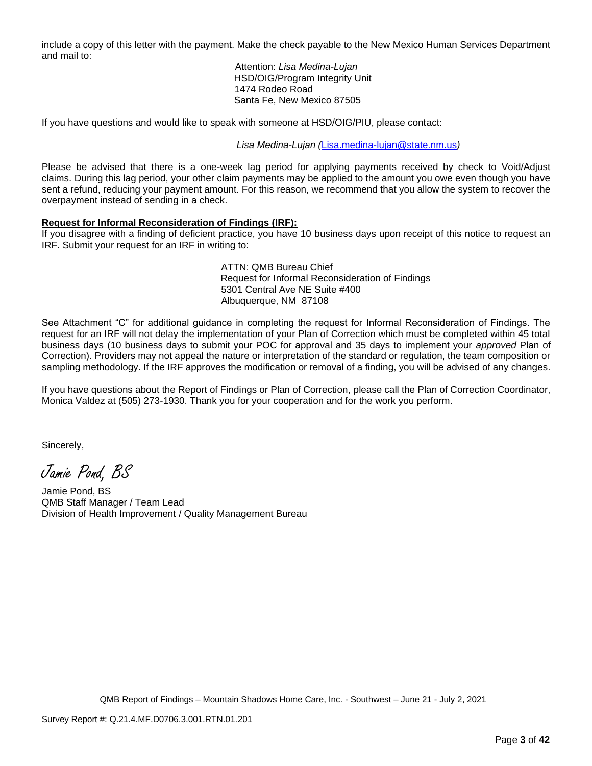include a copy of this letter with the payment. Make the check payable to the New Mexico Human Services Department and mail to:

Attention: *Lisa Medina-Lujan*  
HSD/OIG/Program Integrity Unit  
1474 Rodeo Road  
Santa Fe, New Mexico 87505

If you have questions and would like to speak with someone at HSD/OIG/PIU, please contact:

*Lisa Medina-Lujan (*Lisa.medina-lujan@state.nm.us*)*

Please be advised that there is a one-week lag period for applying payments received by check to Void/Adjust claims. During this lag period, your other claim payments may be applied to the amount you owe even though you have sent a refund, reducing your payment amount. For this reason, we recommend that you allow the system to recover the overpayment instead of sending in a check.

**Request for Informal Reconsideration of Findings (IRF):**

If you disagree with a finding of deficient practice, you have 10 business days upon receipt of this notice to request an IRF. Submit your request for an IRF in writing to:

ATTN: QMB Bureau Chief  
Request for Informal Reconsideration of Findings  
5301 Central Ave NE Suite #400  
Albuquerque, NM 87108

See Attachment "C" for additional guidance in completing the request for Informal Reconsideration of Findings. The request for an IRF will not delay the implementation of your Plan of Correction which must be completed within 45 total business days (10 business days to submit your POC for approval and 35 days to implement your *approved* Plan of Correction). Providers may not appeal the nature or interpretation of the standard or regulation, the team composition or sampling methodology. If the IRF approves the modification or removal of a finding, you will be advised of any changes.

If you have questions about the Report of Findings or Plan of Correction, please call the Plan of Correction Coordinator, Monica Valdez at (505) 273-1930. Thank you for your cooperation and for the work you perform.

Sincerely,

*Jamie Pond, BS*

Jamie Pond, BS  
QMB Staff Manager / Team Lead  
Division of Health Improvement / Quality Management Bureau

QMB Report of Findings – Mountain Shadows Home Care, Inc. - Southwest – June 21 - July 2, 2021

Survey Report #: Q.21.4.MF.D0706.3.001.RTN.01.201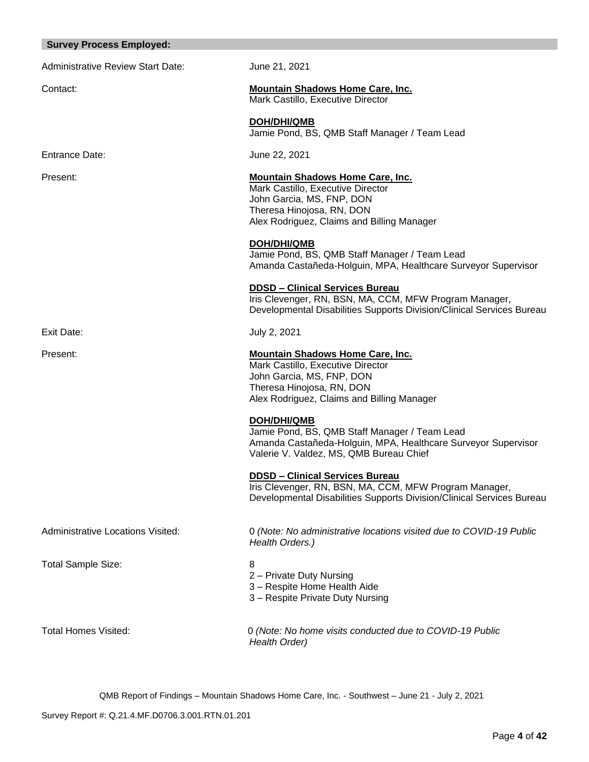## Survey Process Employed:

Administrative Review Start Date: June 21, 2021

Contact:

**Mountain Shadows Home Care, Inc.**
Mark Castillo, Executive Director

**DOH/DHI/QMB**
Jamie Pond, BS, QMB Staff Manager / Team Lead

Entrance Date: June 22, 2021

Present:

**Mountain Shadows Home Care, Inc.**
Mark Castillo, Executive Director
John Garcia, MS, FNP, DON
Theresa Hinojosa, RN, DON
Alex Rodriguez, Claims and Billing Manager

**DOH/DHI/QMB**
Jamie Pond, BS, QMB Staff Manager / Team Lead
Amanda Castañeda-Holguin, MPA, Healthcare Surveyor Supervisor

**DDSD – Clinical Services Bureau**
Iris Clevenger, RN, BSN, MA, CCM, MFW Program Manager, Developmental Disabilities Supports Division/Clinical Services Bureau

Exit Date: July 2, 2021

Present:

**Mountain Shadows Home Care, Inc.**
Mark Castillo, Executive Director
John Garcia, MS, FNP, DON
Theresa Hinojosa, RN, DON
Alex Rodriguez, Claims and Billing Manager

**DOH/DHI/QMB**
Jamie Pond, BS, QMB Staff Manager / Team Lead
Amanda Castañeda-Holguin, MPA, Healthcare Surveyor Supervisor
Valerie V. Valdez, MS, QMB Bureau Chief

**DDSD – Clinical Services Bureau**
Iris Clevenger, RN, BSN, MA, CCM, MFW Program Manager, Developmental Disabilities Supports Division/Clinical Services Bureau

Administrative Locations Visited: 0 *(Note: No administrative locations visited due to COVID-19 Public Health Orders.)*

Total Sample Size: 8
- 2 – Private Duty Nursing
- 3 – Respite Home Health Aide
- 3 – Respite Private Duty Nursing

Total Homes Visited: 0 *(Note: No home visits conducted due to COVID-19 Public Health Order)*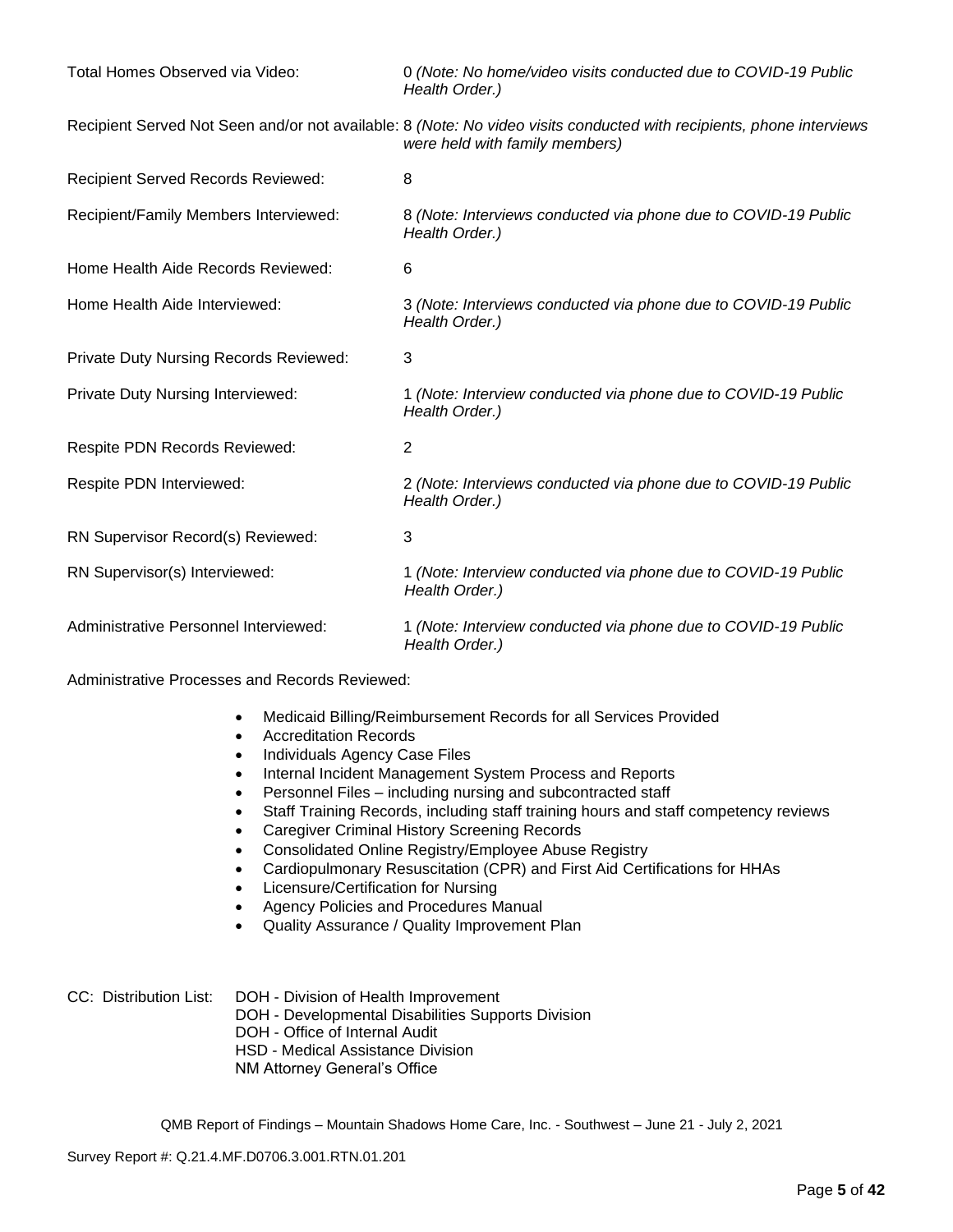| | |
|---|---|
| Total Homes Observed via Video: | 0 *(Note: No home/video visits conducted due to COVID-19 Public Health Order.)* |
| Recipient Served Not Seen and/or not available: | 8 *(Note: No video visits conducted with recipients, phone interviews were held with family members)* |
| Recipient Served Records Reviewed: | 8 |
| Recipient/Family Members Interviewed: | 8 *(Note: Interviews conducted via phone due to COVID-19 Public Health Order.)* |
| Home Health Aide Records Reviewed: | 6 |
| Home Health Aide Interviewed: | 3 *(Note: Interviews conducted via phone due to COVID-19 Public Health Order.)* |
| Private Duty Nursing Records Reviewed: | 3 |
| Private Duty Nursing Interviewed: | 1 *(Note: Interview conducted via phone due to COVID-19 Public Health Order.)* |
| Respite PDN Records Reviewed: | 2 |
| Respite PDN Interviewed: | 2 *(Note: Interviews conducted via phone due to COVID-19 Public Health Order.)* |
| RN Supervisor Record(s) Reviewed: | 3 |
| RN Supervisor(s) Interviewed: | 1 *(Note: Interview conducted via phone due to COVID-19 Public Health Order.)* |
| Administrative Personnel Interviewed: | 1 *(Note: Interview conducted via phone due to COVID-19 Public Health Order.)* |

Administrative Processes and Records Reviewed:

- Medicaid Billing/Reimbursement Records for all Services Provided
- Accreditation Records
- Individuals Agency Case Files
- Internal Incident Management System Process and Reports
- Personnel Files – including nursing and subcontracted staff
- Staff Training Records, including staff training hours and staff competency reviews
- Caregiver Criminal History Screening Records
- Consolidated Online Registry/Employee Abuse Registry
- Cardiopulmonary Resuscitation (CPR) and First Aid Certifications for HHAs
- Licensure/Certification for Nursing
- Agency Policies and Procedures Manual
- Quality Assurance / Quality Improvement Plan

CC: Distribution List:
DOH - Division of Health Improvement
DOH - Developmental Disabilities Supports Division
DOH - Office of Internal Audit
HSD - Medical Assistance Division
NM Attorney General's Office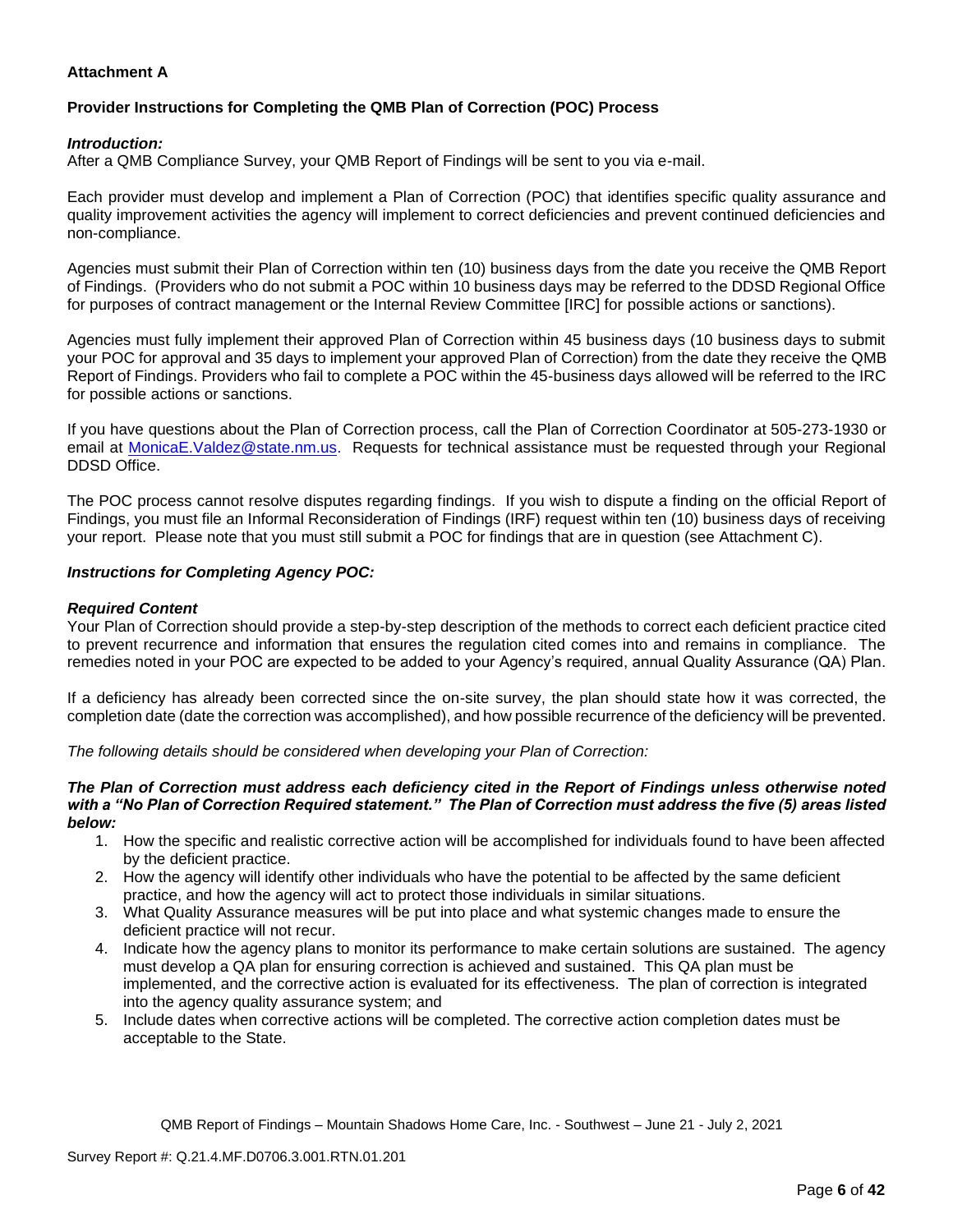**Attachment A**

**Provider Instructions for Completing the QMB Plan of Correction (POC) Process**

***Introduction:***
After a QMB Compliance Survey, your QMB Report of Findings will be sent to you via e-mail.

Each provider must develop and implement a Plan of Correction (POC) that identifies specific quality assurance and quality improvement activities the agency will implement to correct deficiencies and prevent continued deficiencies and non-compliance.

Agencies must submit their Plan of Correction within ten (10) business days from the date you receive the QMB Report of Findings. (Providers who do not submit a POC within 10 business days may be referred to the DDSD Regional Office for purposes of contract management or the Internal Review Committee [IRC] for possible actions or sanctions).

Agencies must fully implement their approved Plan of Correction within 45 business days (10 business days to submit your POC for approval and 35 days to implement your approved Plan of Correction) from the date they receive the QMB Report of Findings. Providers who fail to complete a POC within the 45-business days allowed will be referred to the IRC for possible actions or sanctions.

If you have questions about the Plan of Correction process, call the Plan of Correction Coordinator at 505-273-1930 or email at MonicaE.Valdez@state.nm.us. Requests for technical assistance must be requested through your Regional DDSD Office.

The POC process cannot resolve disputes regarding findings. If you wish to dispute a finding on the official Report of Findings, you must file an Informal Reconsideration of Findings (IRF) request within ten (10) business days of receiving your report. Please note that you must still submit a POC for findings that are in question (see Attachment C).

***Instructions for Completing Agency POC:***

***Required Content***
Your Plan of Correction should provide a step-by-step description of the methods to correct each deficient practice cited to prevent recurrence and information that ensures the regulation cited comes into and remains in compliance. The remedies noted in your POC are expected to be added to your Agency's required, annual Quality Assurance (QA) Plan.

If a deficiency has already been corrected since the on-site survey, the plan should state how it was corrected, the completion date (date the correction was accomplished), and how possible recurrence of the deficiency will be prevented.

*The following details should be considered when developing your Plan of Correction:*

***The Plan of Correction must address each deficiency cited in the Report of Findings unless otherwise noted with a "No Plan of Correction Required statement." The Plan of Correction must address the five (5) areas listed below:***

1. How the specific and realistic corrective action will be accomplished for individuals found to have been affected by the deficient practice.
2. How the agency will identify other individuals who have the potential to be affected by the same deficient practice, and how the agency will act to protect those individuals in similar situations.
3. What Quality Assurance measures will be put into place and what systemic changes made to ensure the deficient practice will not recur.
4. Indicate how the agency plans to monitor its performance to make certain solutions are sustained. The agency must develop a QA plan for ensuring correction is achieved and sustained. This QA plan must be implemented, and the corrective action is evaluated for its effectiveness. The plan of correction is integrated into the agency quality assurance system; and
5. Include dates when corrective actions will be completed. The corrective action completion dates must be acceptable to the State.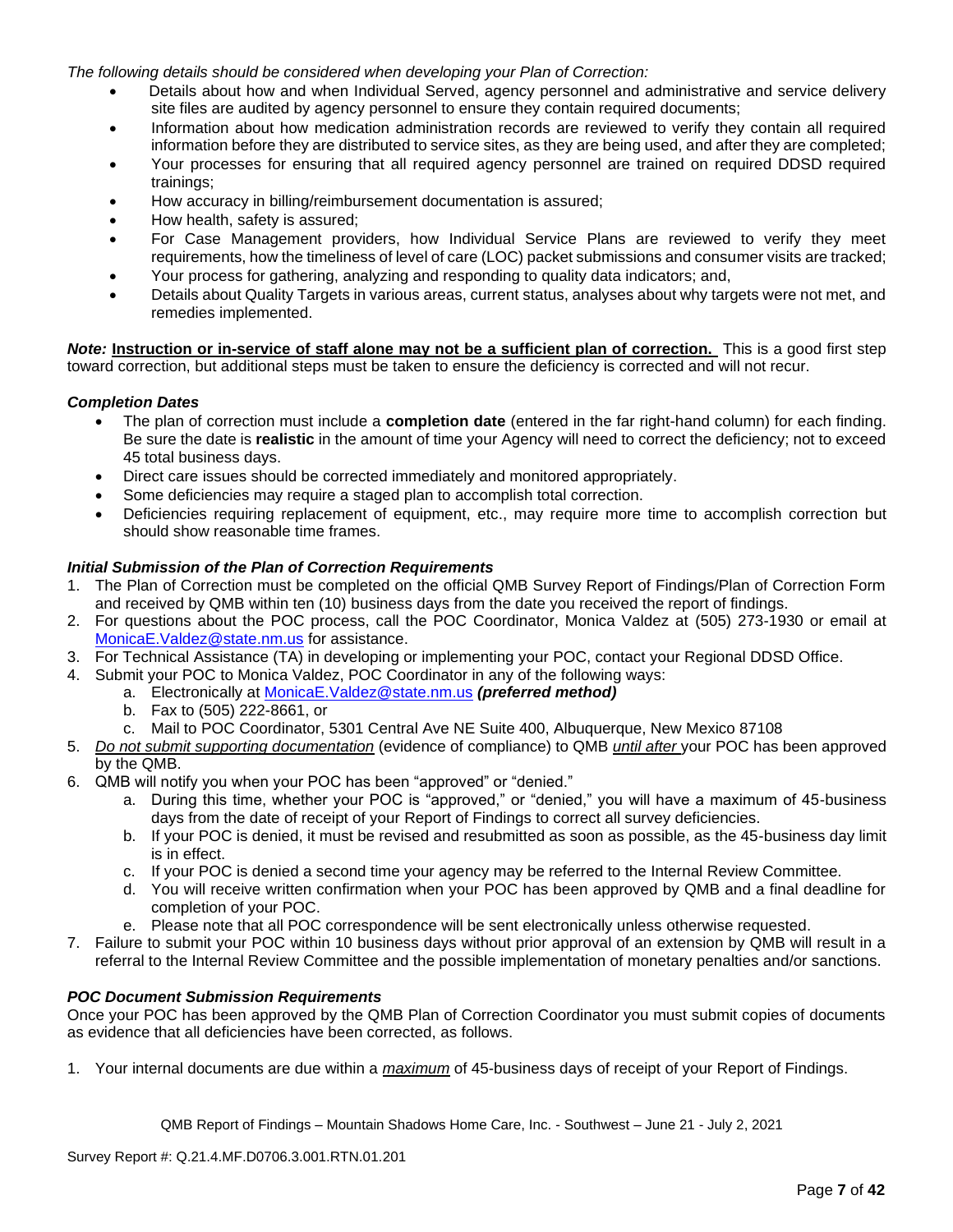*The following details should be considered when developing your Plan of Correction:*

- Details about how and when Individual Served, agency personnel and administrative and service delivery site files are audited by agency personnel to ensure they contain required documents;
- Information about how medication administration records are reviewed to verify they contain all required information before they are distributed to service sites, as they are being used, and after they are completed;
- Your processes for ensuring that all required agency personnel are trained on required DDSD required trainings;
- How accuracy in billing/reimbursement documentation is assured;
- How health, safety is assured;
- For Case Management providers, how Individual Service Plans are reviewed to verify they meet requirements, how the timeliness of level of care (LOC) packet submissions and consumer visits are tracked;
- Your process for gathering, analyzing and responding to quality data indicators; and,
- Details about Quality Targets in various areas, current status, analyses about why targets were not met, and remedies implemented.

***Note:*** **<u>Instruction or in-service of staff alone may not be a sufficient plan of correction.</u>** This is a good first step toward correction, but additional steps must be taken to ensure the deficiency is corrected and will not recur.

***Completion Dates***

- The plan of correction must include a **completion date** (entered in the far right-hand column) for each finding. Be sure the date is **realistic** in the amount of time your Agency will need to correct the deficiency; not to exceed 45 total business days.
- Direct care issues should be corrected immediately and monitored appropriately.
- Some deficiencies may require a staged plan to accomplish total correction.
- Deficiencies requiring replacement of equipment, etc., may require more time to accomplish correction but should show reasonable time frames.

***Initial Submission of the Plan of Correction Requirements***

1. The Plan of Correction must be completed on the official QMB Survey Report of Findings/Plan of Correction Form and received by QMB within ten (10) business days from the date you received the report of findings.
2. For questions about the POC process, call the POC Coordinator, Monica Valdez at (505) 273-1930 or email at MonicaE.Valdez@state.nm.us for assistance.
3. For Technical Assistance (TA) in developing or implementing your POC, contact your Regional DDSD Office.
4. Submit your POC to Monica Valdez, POC Coordinator in any of the following ways:
   a. Electronically at MonicaE.Valdez@state.nm.us ***(preferred method)***
   b. Fax to (505) 222-8661, or
   c. Mail to POC Coordinator, 5301 Central Ave NE Suite 400, Albuquerque, New Mexico 87108
5. *<u>Do not submit supporting documentation</u>* (evidence of compliance) to QMB *<u>until after</u>* your POC has been approved by the QMB.
6. QMB will notify you when your POC has been "approved" or "denied."
   a. During this time, whether your POC is "approved," or "denied," you will have a maximum of 45-business days from the date of receipt of your Report of Findings to correct all survey deficiencies.
   b. If your POC is denied, it must be revised and resubmitted as soon as possible, as the 45-business day limit is in effect.
   c. If your POC is denied a second time your agency may be referred to the Internal Review Committee.
   d. You will receive written confirmation when your POC has been approved by QMB and a final deadline for completion of your POC.
   e. Please note that all POC correspondence will be sent electronically unless otherwise requested.
7. Failure to submit your POC within 10 business days without prior approval of an extension by QMB will result in a referral to the Internal Review Committee and the possible implementation of monetary penalties and/or sanctions.

***POC Document Submission Requirements***

Once your POC has been approved by the QMB Plan of Correction Coordinator you must submit copies of documents as evidence that all deficiencies have been corrected, as follows.

1. Your internal documents are due within a *<u>maximum</u>* of 45-business days of receipt of your Report of Findings.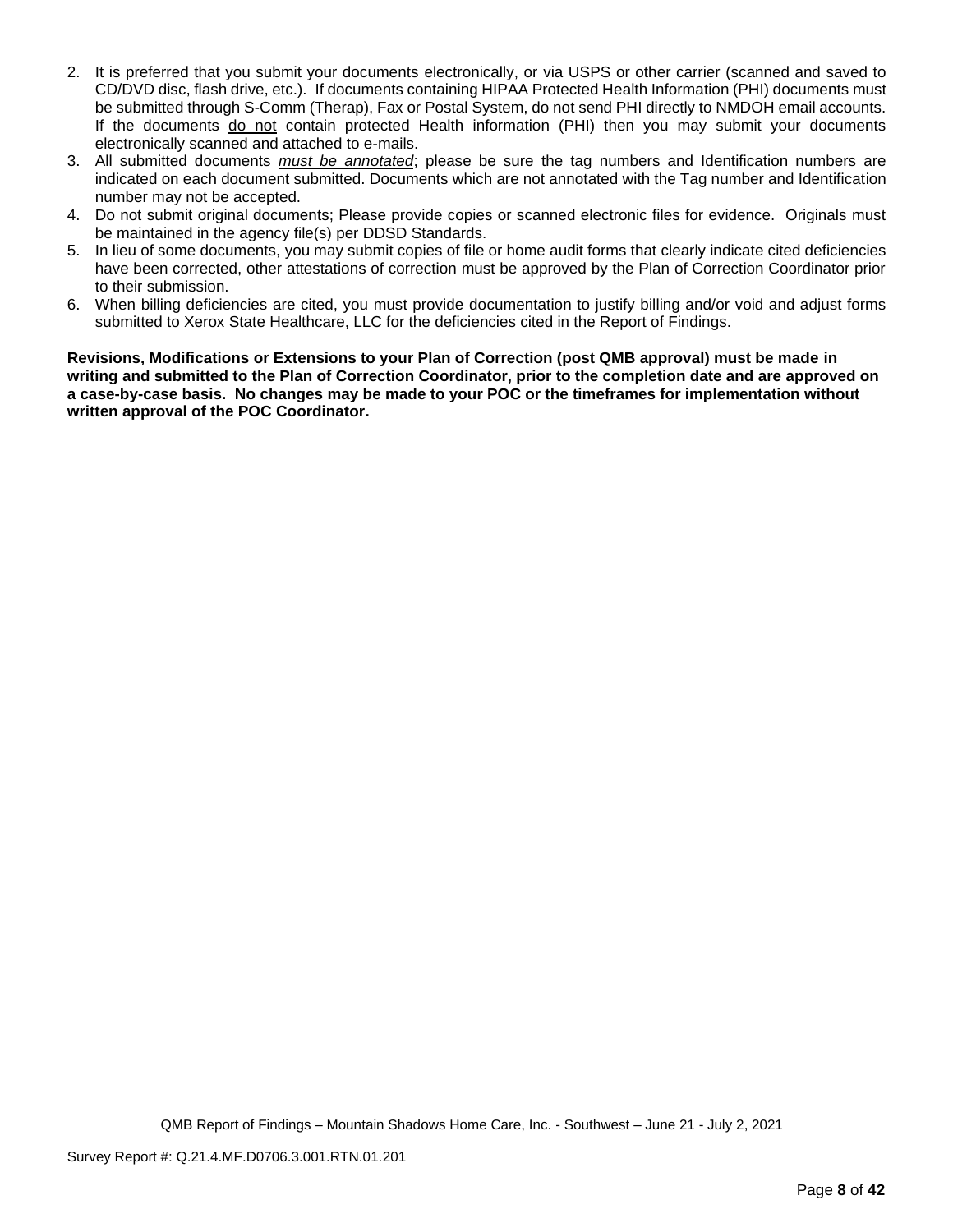2. It is preferred that you submit your documents electronically, or via USPS or other carrier (scanned and saved to CD/DVD disc, flash drive, etc.). If documents containing HIPAA Protected Health Information (PHI) documents must be submitted through S-Comm (Therap), Fax or Postal System, do not send PHI directly to NMDOH email accounts. If the documents <u>do not</u> contain protected Health information (PHI) then you may submit your documents electronically scanned and attached to e-mails.
3. All submitted documents <u>*must be annotated*</u>; please be sure the tag numbers and Identification numbers are indicated on each document submitted. Documents which are not annotated with the Tag number and Identification number may not be accepted.
4. Do not submit original documents; Please provide copies or scanned electronic files for evidence. Originals must be maintained in the agency file(s) per DDSD Standards.
5. In lieu of some documents, you may submit copies of file or home audit forms that clearly indicate cited deficiencies have been corrected, other attestations of correction must be approved by the Plan of Correction Coordinator prior to their submission.
6. When billing deficiencies are cited, you must provide documentation to justify billing and/or void and adjust forms submitted to Xerox State Healthcare, LLC for the deficiencies cited in the Report of Findings.

**Revisions, Modifications or Extensions to your Plan of Correction (post QMB approval) must be made in writing and submitted to the Plan of Correction Coordinator, prior to the completion date and are approved on a case-by-case basis. No changes may be made to your POC or the timeframes for implementation without written approval of the POC Coordinator.**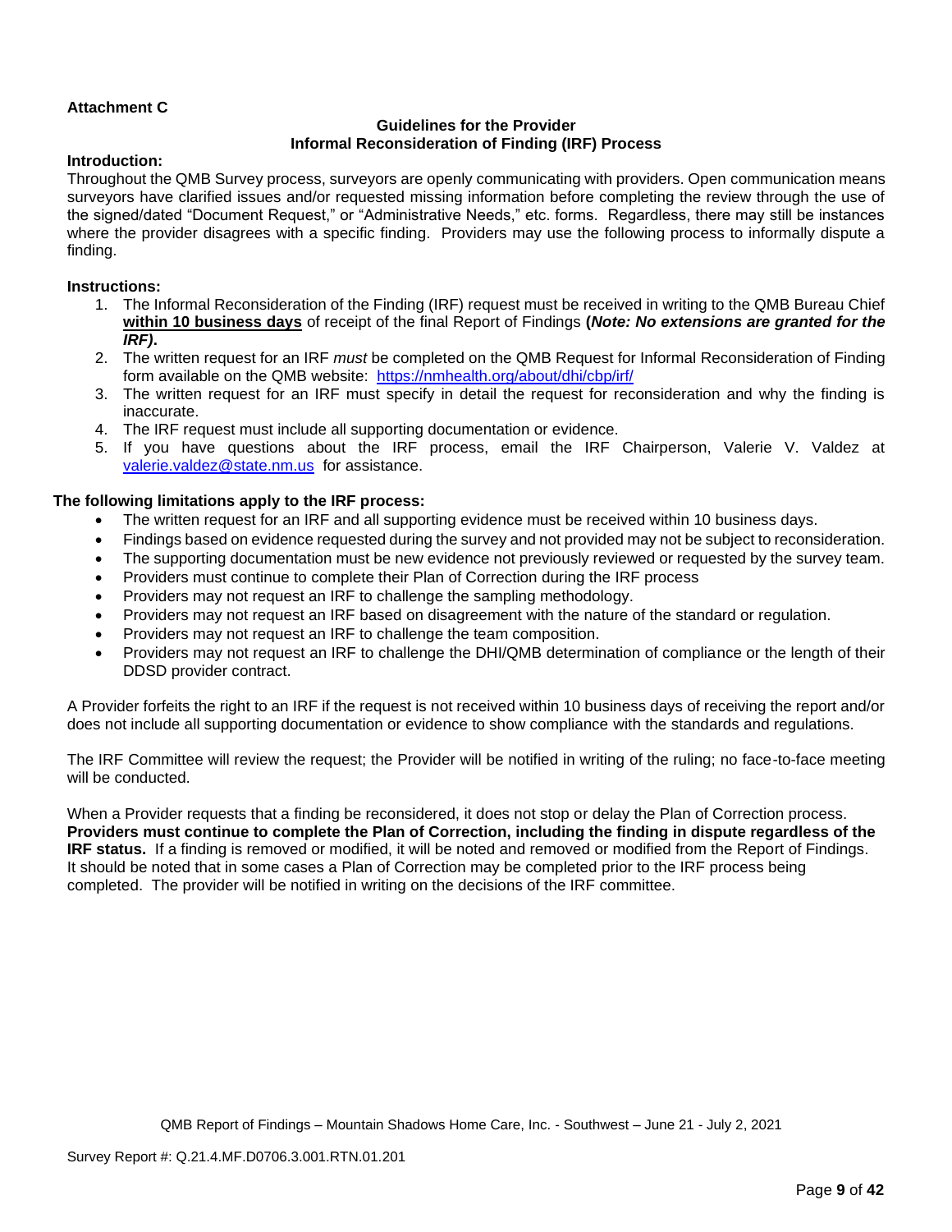**Attachment C**

**Guidelines for the Provider**
**Informal Reconsideration of Finding (IRF) Process**

**Introduction:**
Throughout the QMB Survey process, surveyors are openly communicating with providers. Open communication means surveyors have clarified issues and/or requested missing information before completing the review through the use of the signed/dated "Document Request," or "Administrative Needs," etc. forms. Regardless, there may still be instances where the provider disagrees with a specific finding. Providers may use the following process to informally dispute a finding.

**Instructions:**

1. The Informal Reconsideration of the Finding (IRF) request must be received in writing to the QMB Bureau Chief **within 10 business days** of receipt of the final Report of Findings **(*Note: No extensions are granted for the IRF*).**
2. The written request for an IRF *must* be completed on the QMB Request for Informal Reconsideration of Finding form available on the QMB website: https://nmhealth.org/about/dhi/cbp/irf/
3. The written request for an IRF must specify in detail the request for reconsideration and why the finding is inaccurate.
4. The IRF request must include all supporting documentation or evidence.
5. If you have questions about the IRF process, email the IRF Chairperson, Valerie V. Valdez at valerie.valdez@state.nm.us for assistance.

**The following limitations apply to the IRF process:**

- The written request for an IRF and all supporting evidence must be received within 10 business days.
- Findings based on evidence requested during the survey and not provided may not be subject to reconsideration.
- The supporting documentation must be new evidence not previously reviewed or requested by the survey team.
- Providers must continue to complete their Plan of Correction during the IRF process
- Providers may not request an IRF to challenge the sampling methodology.
- Providers may not request an IRF based on disagreement with the nature of the standard or regulation.
- Providers may not request an IRF to challenge the team composition.
- Providers may not request an IRF to challenge the DHI/QMB determination of compliance or the length of their DDSD provider contract.

A Provider forfeits the right to an IRF if the request is not received within 10 business days of receiving the report and/or does not include all supporting documentation or evidence to show compliance with the standards and regulations.

The IRF Committee will review the request; the Provider will be notified in writing of the ruling; no face-to-face meeting will be conducted.

When a Provider requests that a finding be reconsidered, it does not stop or delay the Plan of Correction process. **Providers must continue to complete the Plan of Correction, including the finding in dispute regardless of the IRF status.** If a finding is removed or modified, it will be noted and removed or modified from the Report of Findings. It should be noted that in some cases a Plan of Correction may be completed prior to the IRF process being completed. The provider will be notified in writing on the decisions of the IRF committee.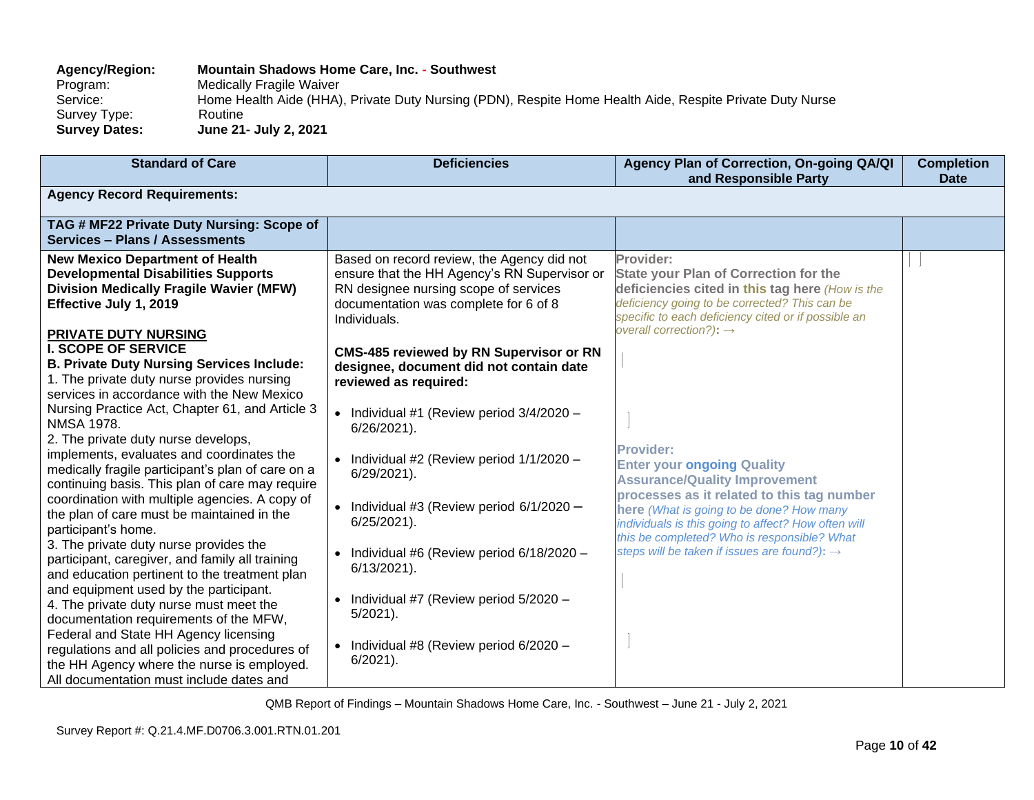**Agency/Region:** **Mountain Shadows Home Care, Inc. - Southwest**
Program: Medically Fragile Waiver
Service: Home Health Aide (HHA), Private Duty Nursing (PDN), Respite Home Health Aide, Respite Private Duty Nurse
Survey Type: Routine
**Survey Dates:** **June 21- July 2, 2021**

| Standard of Care | Deficiencies | Agency Plan of Correction, On-going QA/QI and Responsible Party | Completion Date |
|---|---|---|---|
| **Agency Record Requirements:** | | | |
| **TAG # MF22 Private Duty Nursing: Scope of Services – Plans / Assessments** | | | |
| **New Mexico Department of Health Developmental Disabilities Supports Division Medically Fragile Wavier (MFW) Effective July 1, 2019**<br><br>**PRIVATE DUTY NURSING**<br>**I. SCOPE OF SERVICE**<br>**B. Private Duty Nursing Services Include:**<br>1. The private duty nurse provides nursing services in accordance with the New Mexico Nursing Practice Act, Chapter 61, and Article 3 NMSA 1978.<br>2. The private duty nurse develops, implements, evaluates and coordinates the medically fragile participant's plan of care on a continuing basis. This plan of care may require coordination with multiple agencies. A copy of the plan of care must be maintained in the participant's home.<br>3. The private duty nurse provides the participant, caregiver, and family all training and education pertinent to the treatment plan and equipment used by the participant.<br>4. The private duty nurse must meet the documentation requirements of the MFW, Federal and State HH Agency licensing regulations and all policies and procedures of the HH Agency where the nurse is employed. All documentation must include dates and | Based on record review, the Agency did not ensure that the HH Agency's RN Supervisor or RN designee nursing scope of services documentation was complete for 6 of 8 Individuals.<br><br>**CMS-485 reviewed by RN Supervisor or RN designee, document did not contain date reviewed as required:**<br><br>• Individual #1 (Review period 3/4/2020 – 6/26/2021).<br><br>• Individual #2 (Review period 1/1/2020 – 6/29/2021).<br><br>• Individual #3 (Review period 6/1/2020 – 6/25/2021).<br><br>• Individual #6 (Review period 6/18/2020 – 6/13/2021).<br><br>• Individual #7 (Review period 5/2020 – 5/2021).<br><br>• Individual #8 (Review period 6/2020 – 6/2021). | **Provider:**<br>**State your Plan of Correction for the deficiencies cited in this tag here** *(How is the deficiency going to be corrected? This can be specific to each deficiency cited or if possible an overall correction?)*: →<br><br>**Provider:**<br>**Enter your ongoing Quality Assurance/Quality Improvement processes as it related to this tag number here** *(What is going to be done? How many individuals is this going to affect? How often will this be completed? Who is responsible? What steps will be taken if issues are found?)*: → | |

QMB Report of Findings – Mountain Shadows Home Care, Inc. - Southwest – June 21 - July 2, 2021

Survey Report #: Q.21.4.MF.D0706.3.001.RTN.01.201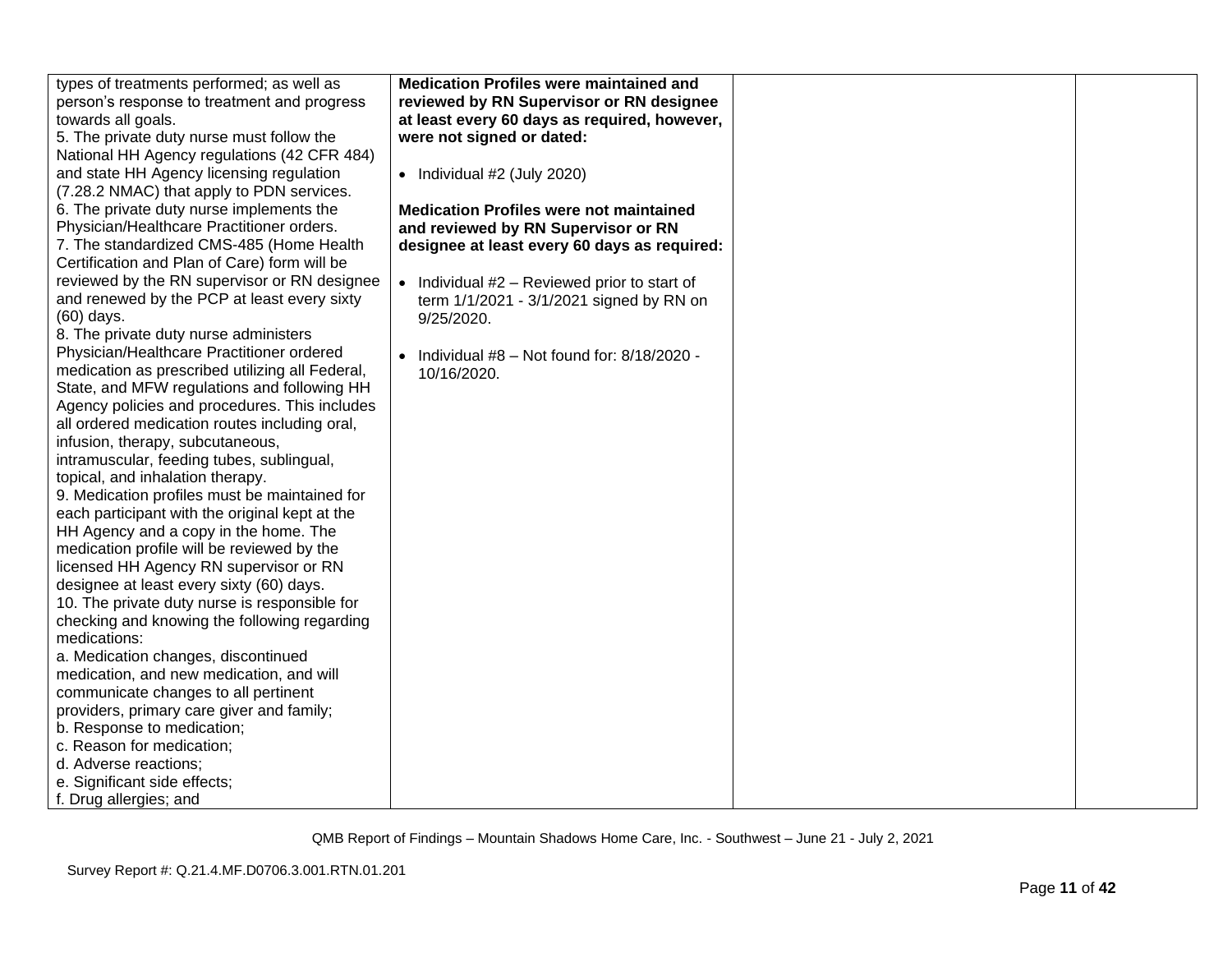| | | | |
|---|---|---|---|
| types of treatments performed; as well as person's response to treatment and progress towards all goals.<br>5. The private duty nurse must follow the National HH Agency regulations (42 CFR 484) and state HH Agency licensing regulation (7.28.2 NMAC) that apply to PDN services.<br>6. The private duty nurse implements the Physician/Healthcare Practitioner orders.<br>7. The standardized CMS-485 (Home Health Certification and Plan of Care) form will be reviewed by the RN supervisor or RN designee and renewed by the PCP at least every sixty (60) days.<br>8. The private duty nurse administers Physician/Healthcare Practitioner ordered medication as prescribed utilizing all Federal, State, and MFW regulations and following HH Agency policies and procedures. This includes all ordered medication routes including oral, infusion, therapy, subcutaneous, intramuscular, feeding tubes, sublingual, topical, and inhalation therapy.<br>9. Medication profiles must be maintained for each participant with the original kept at the HH Agency and a copy in the home. The medication profile will be reviewed by the licensed HH Agency RN supervisor or RN designee at least every sixty (60) days.<br>10. The private duty nurse is responsible for checking and knowing the following regarding medications:<br>a. Medication changes, discontinued medication, and new medication, and will communicate changes to all pertinent providers, primary care giver and family;<br>b. Response to medication;<br>c. Reason for medication;<br>d. Adverse reactions;<br>e. Significant side effects;<br>f. Drug allergies; and | **Medication Profiles were maintained and reviewed by RN Supervisor or RN designee at least every 60 days as required, however, were not signed or dated:**<br><br>• Individual #2 (July 2020)<br><br>**Medication Profiles were not maintained and reviewed by RN Supervisor or RN designee at least every 60 days as required:**<br><br>• Individual #2 – Reviewed prior to start of term 1/1/2021 - 3/1/2021 signed by RN on 9/25/2020.<br><br>• Individual #8 – Not found for: 8/18/2020 - 10/16/2020. | | |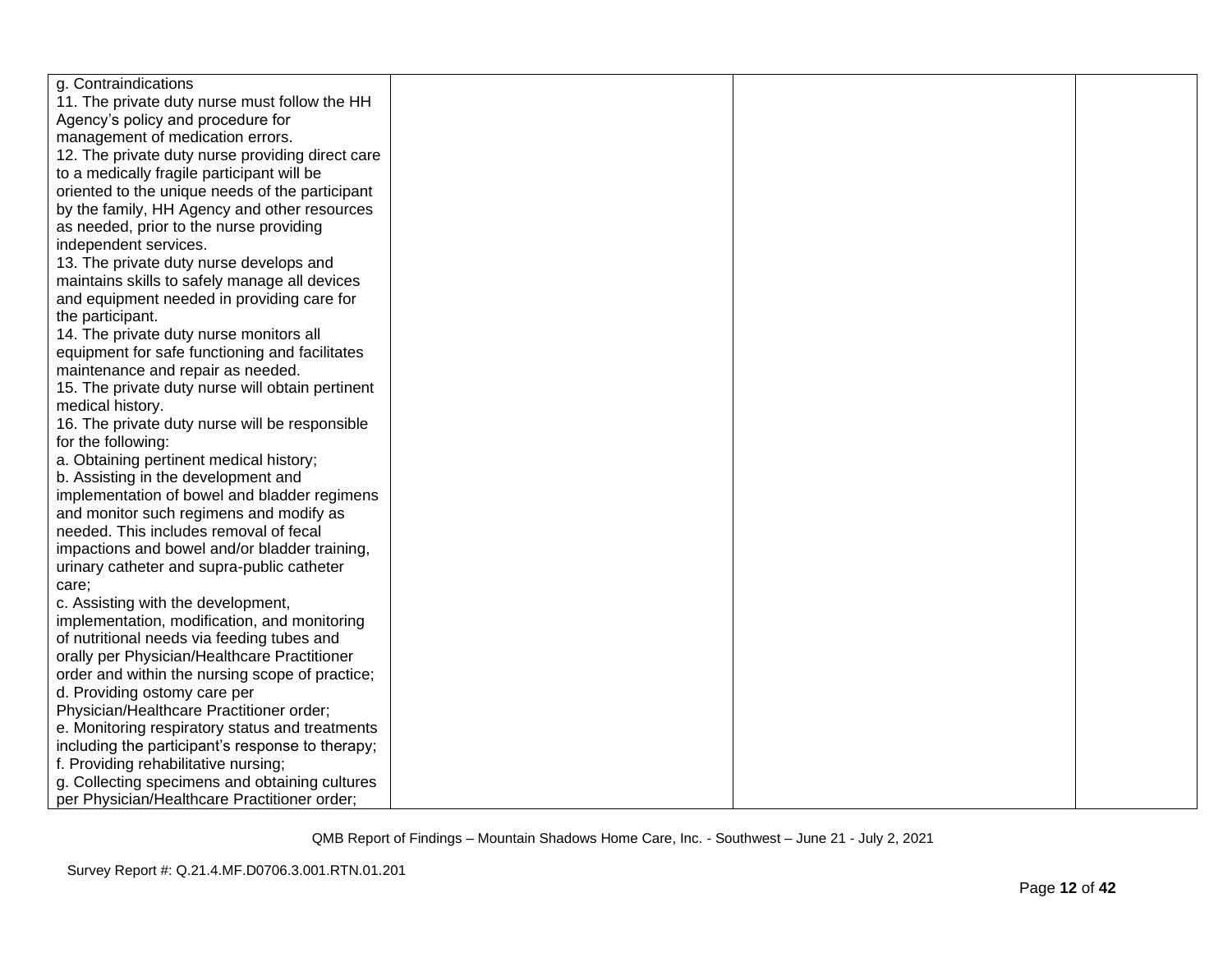| | | | |
|---|---|---|---|
| g. Contraindications<br>11. The private duty nurse must follow the HH Agency's policy and procedure for management of medication errors.<br>12. The private duty nurse providing direct care to a medically fragile participant will be oriented to the unique needs of the participant by the family, HH Agency and other resources as needed, prior to the nurse providing independent services.<br>13. The private duty nurse develops and maintains skills to safely manage all devices and equipment needed in providing care for the participant.<br>14. The private duty nurse monitors all equipment for safe functioning and facilitates maintenance and repair as needed.<br>15. The private duty nurse will obtain pertinent medical history.<br>16. The private duty nurse will be responsible for the following:<br>a. Obtaining pertinent medical history;<br>b. Assisting in the development and implementation of bowel and bladder regimens and monitor such regimens and modify as needed. This includes removal of fecal impactions and bowel and/or bladder training, urinary catheter and supra-public catheter care;<br>c. Assisting with the development, implementation, modification, and monitoring of nutritional needs via feeding tubes and orally per Physician/Healthcare Practitioner order and within the nursing scope of practice;<br>d. Providing ostomy care per Physician/Healthcare Practitioner order;<br>e. Monitoring respiratory status and treatments including the participant's response to therapy;<br>f. Providing rehabilitative nursing;<br>g. Collecting specimens and obtaining cultures per Physician/Healthcare Practitioner order; | | | |

QMB Report of Findings – Mountain Shadows Home Care, Inc. - Southwest – June 21 - July 2, 2021

Survey Report #: Q.21.4.MF.D0706.3.001.RTN.01.201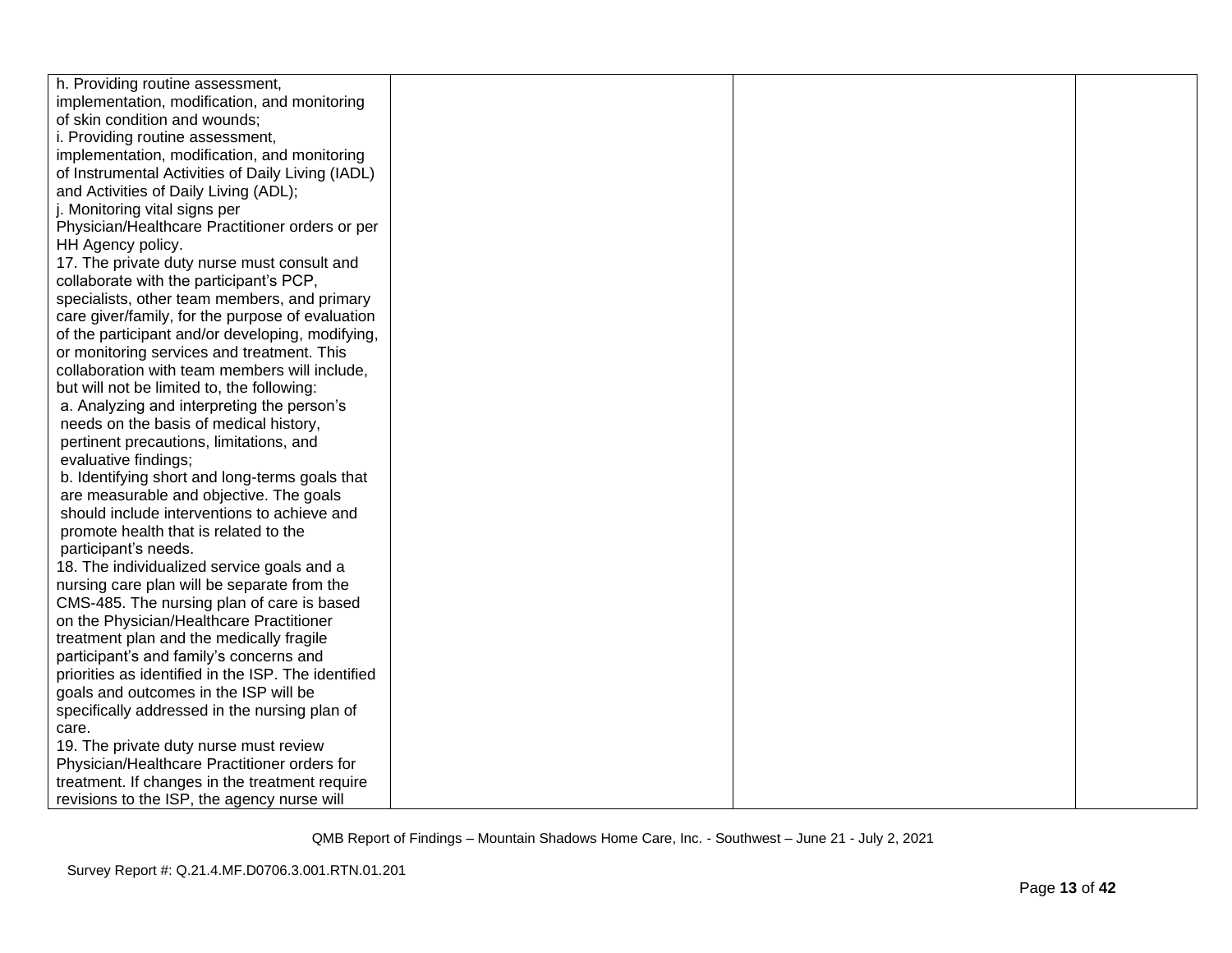| | | | |
|---|---|---|---|
| h. Providing routine assessment, implementation, modification, and monitoring of skin condition and wounds;<br>i. Providing routine assessment, implementation, modification, and monitoring of Instrumental Activities of Daily Living (IADL) and Activities of Daily Living (ADL);<br>j. Monitoring vital signs per Physician/Healthcare Practitioner orders or per HH Agency policy.<br>17. The private duty nurse must consult and collaborate with the participant's PCP, specialists, other team members, and primary care giver/family, for the purpose of evaluation of the participant and/or developing, modifying, or monitoring services and treatment. This collaboration with team members will include, but will not be limited to, the following:<br>a. Analyzing and interpreting the person's needs on the basis of medical history, pertinent precautions, limitations, and evaluative findings;<br>b. Identifying short and long-terms goals that are measurable and objective. The goals should include interventions to achieve and promote health that is related to the participant's needs.<br>18. The individualized service goals and a nursing care plan will be separate from the CMS-485. The nursing plan of care is based on the Physician/Healthcare Practitioner treatment plan and the medically fragile participant's and family's concerns and priorities as identified in the ISP. The identified goals and outcomes in the ISP will be specifically addressed in the nursing plan of care.<br>19. The private duty nurse must review Physician/Healthcare Practitioner orders for treatment. If changes in the treatment require revisions to the ISP, the agency nurse will | | | |

QMB Report of Findings – Mountain Shadows Home Care, Inc. - Southwest – June 21 - July 2, 2021

Survey Report #: Q.21.4.MF.D0706.3.001.RTN.01.201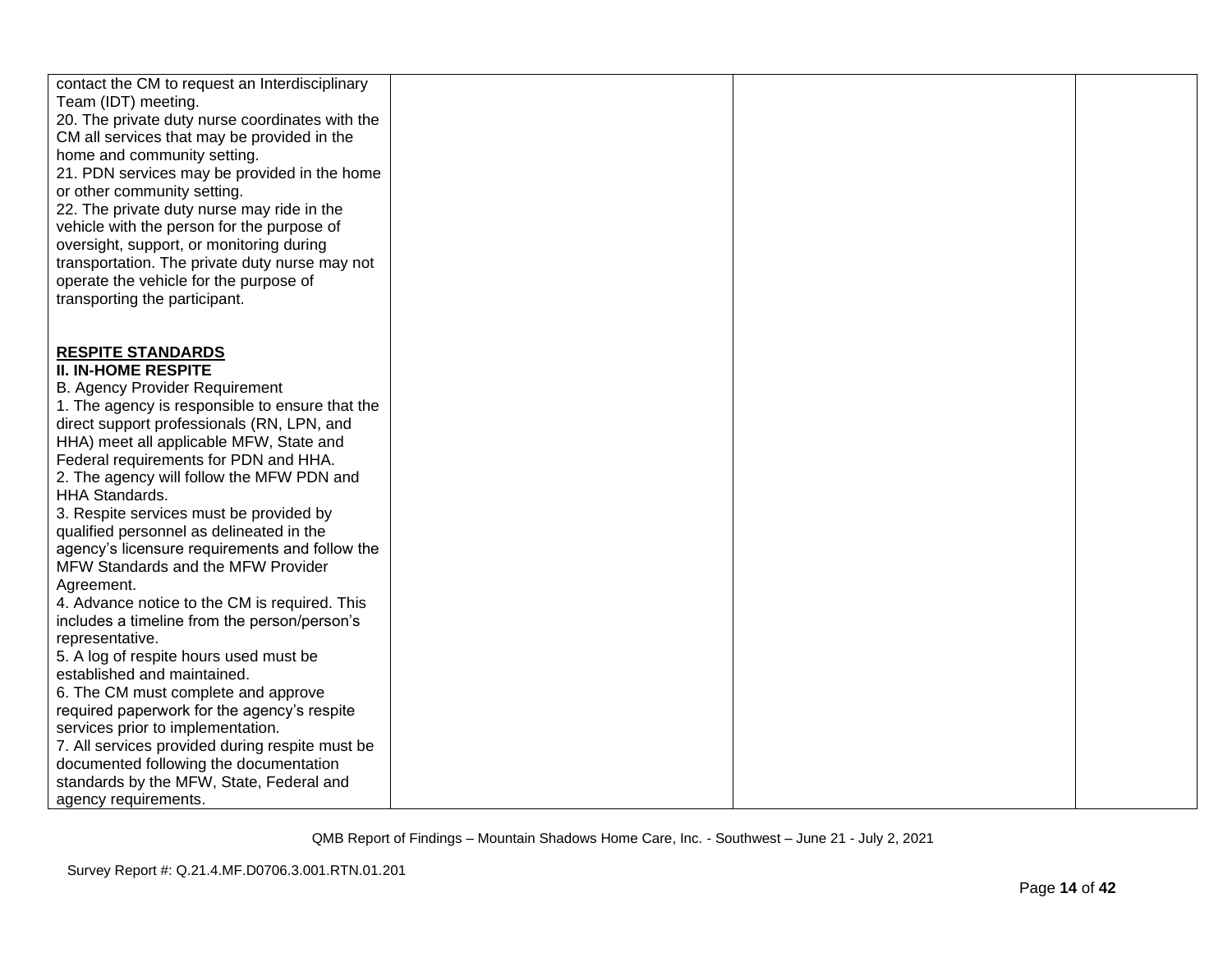| | | | |
|---|---|---|---|
| contact the CM to request an Interdisciplinary Team (IDT) meeting.<br>20. The private duty nurse coordinates with the CM all services that may be provided in the home and community setting.<br>21. PDN services may be provided in the home or other community setting.<br>22. The private duty nurse may ride in the vehicle with the person for the purpose of oversight, support, or monitoring during transportation. The private duty nurse may not operate the vehicle for the purpose of transporting the participant.<br><br>**RESPITE STANDARDS**<br>**II. IN-HOME RESPITE**<br>B. Agency Provider Requirement<br>1. The agency is responsible to ensure that the direct support professionals (RN, LPN, and HHA) meet all applicable MFW, State and Federal requirements for PDN and HHA.<br>2. The agency will follow the MFW PDN and HHA Standards.<br>3. Respite services must be provided by qualified personnel as delineated in the agency's licensure requirements and follow the MFW Standards and the MFW Provider Agreement.<br>4. Advance notice to the CM is required. This includes a timeline from the person/person's representative.<br>5. A log of respite hours used must be established and maintained.<br>6. The CM must complete and approve required paperwork for the agency's respite services prior to implementation.<br>7. All services provided during respite must be documented following the documentation standards by the MFW, State, Federal and agency requirements. | | | |

QMB Report of Findings – Mountain Shadows Home Care, Inc. - Southwest – June 21 - July 2, 2021

Survey Report #: Q.21.4.MF.D0706.3.001.RTN.01.201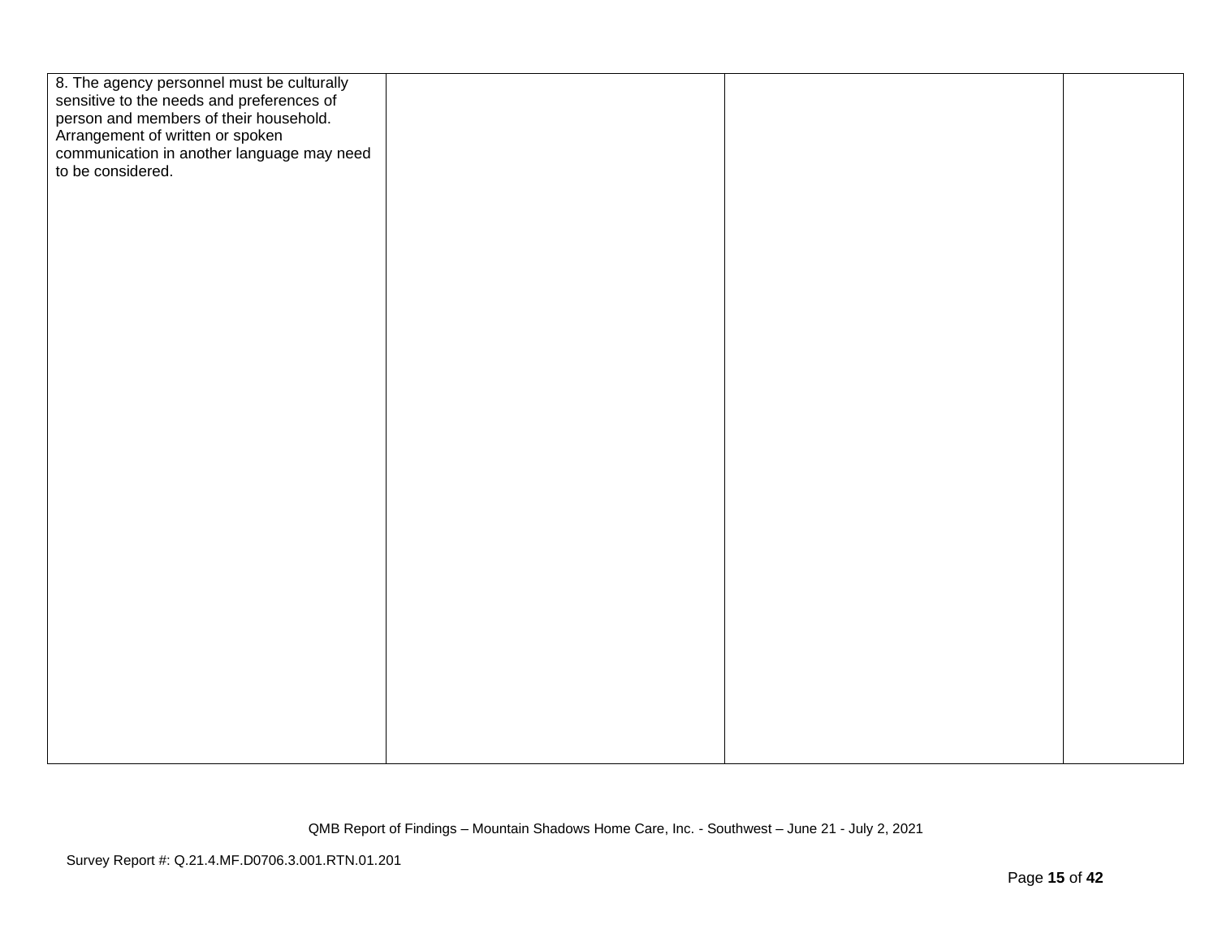| | | | |
|---|---|---|---|
| 8. The agency personnel must be culturally sensitive to the needs and preferences of person and members of their household. Arrangement of written or spoken communication in another language may need to be considered. | | | |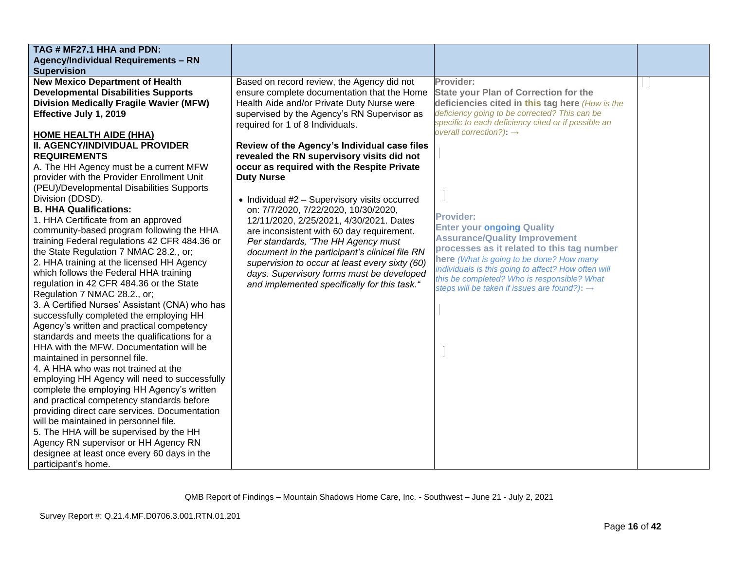| TAG # MF27.1 HHA and PDN: Agency/Individual Requirements – RN Supervision | | | |
|---|---|---|---|
| **New Mexico Department of Health Developmental Disabilities Supports Division Medically Fragile Wavier (MFW) Effective July 1, 2019**<br><br>**HOME HEALTH AIDE (HHA)**<br>**II. AGENCY/INDIVIDUAL PROVIDER REQUIREMENTS**<br>A. The HH Agency must be a current MFW provider with the Provider Enrollment Unit (PEU)/Developmental Disabilities Supports Division (DDSD).<br>**B. HHA Qualifications:**<br>1. HHA Certificate from an approved community-based program following the HHA training Federal regulations 42 CFR 484.36 or the State Regulation 7 NMAC 28.2., or;<br>2. HHA training at the licensed HH Agency which follows the Federal HHA training regulation in 42 CFR 484.36 or the State Regulation 7 NMAC 28.2., or;<br>3. A Certified Nurses' Assistant (CNA) who has successfully completed the employing HH Agency's written and practical competency standards and meets the qualifications for a HHA with the MFW. Documentation will be maintained in personnel file.<br>4. A HHA who was not trained at the employing HH Agency will need to successfully complete the employing HH Agency's written and practical competency standards before providing direct care services. Documentation will be maintained in personnel file.<br>5. The HHA will be supervised by the HH Agency RN supervisor or HH Agency RN designee at least once every 60 days in the participant's home. | Based on record review, the Agency did not ensure complete documentation that the Home Health Aide and/or Private Duty Nurse were supervised by the Agency's RN Supervisor as required for 1 of 8 Individuals.<br><br>**Review of the Agency's Individual case files revealed the RN supervisory visits did not occur as required with the Respite Private Duty Nurse**<br><br>• Individual #2 – Supervisory visits occurred on: 7/7/2020, 7/22/2020, 10/30/2020, 12/11/2020, 2/25/2021, 4/30/2021. Dates are inconsistent with 60 day requirement. *Per standards, "The HH Agency must document in the participant's clinical file RN supervision to occur at least every sixty (60) days. Supervisory forms must be developed and implemented specifically for this task."* | **Provider:**<br>**State your Plan of Correction for the deficiencies cited in this tag here** *(How is the deficiency going to be corrected? This can be specific to each deficiency cited or if possible an overall correction?)*: →<br><br><br><br>**Provider:**<br>**Enter your ongoing Quality Assurance/Quality Improvement processes as it related to this tag number here** *(What is going to be done? How many individuals is this going to affect? How often will this be completed? Who is responsible? What steps will be taken if issues are found?)*: → | |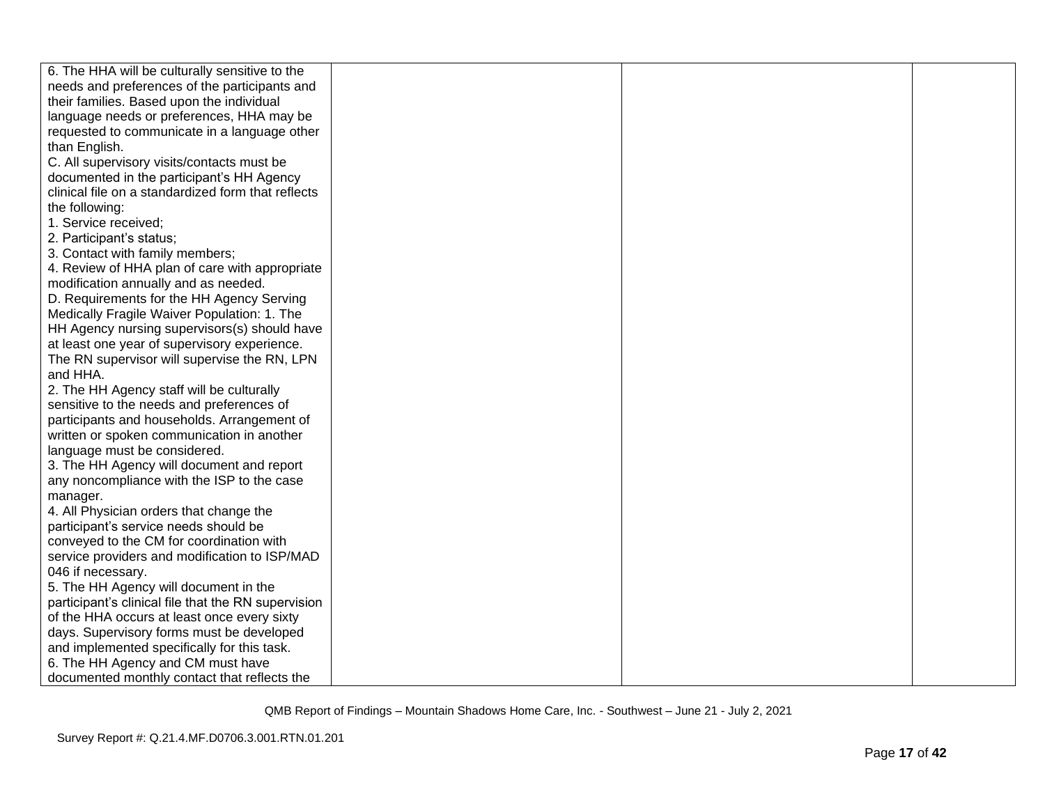| | | | |
|---|---|---|---|
| 6. The HHA will be culturally sensitive to the needs and preferences of the participants and their families. Based upon the individual language needs or preferences, HHA may be requested to communicate in a language other than English.<br>C. All supervisory visits/contacts must be documented in the participant's HH Agency clinical file on a standardized form that reflects the following:<br>1. Service received;<br>2. Participant's status;<br>3. Contact with family members;<br>4. Review of HHA plan of care with appropriate modification annually and as needed.<br>D. Requirements for the HH Agency Serving Medically Fragile Waiver Population: 1. The HH Agency nursing supervisors(s) should have at least one year of supervisory experience. The RN supervisor will supervise the RN, LPN and HHA.<br>2. The HH Agency staff will be culturally sensitive to the needs and preferences of participants and households. Arrangement of written or spoken communication in another language must be considered.<br>3. The HH Agency will document and report any noncompliance with the ISP to the case manager.<br>4. All Physician orders that change the participant's service needs should be conveyed to the CM for coordination with service providers and modification to ISP/MAD 046 if necessary.<br>5. The HH Agency will document in the participant's clinical file that the RN supervision of the HHA occurs at least once every sixty days. Supervisory forms must be developed and implemented specifically for this task.<br>6. The HH Agency and CM must have documented monthly contact that reflects the | | | |

QMB Report of Findings – Mountain Shadows Home Care, Inc. - Southwest – June 21 - July 2, 2021

Survey Report #: Q.21.4.MF.D0706.3.001.RTN.01.201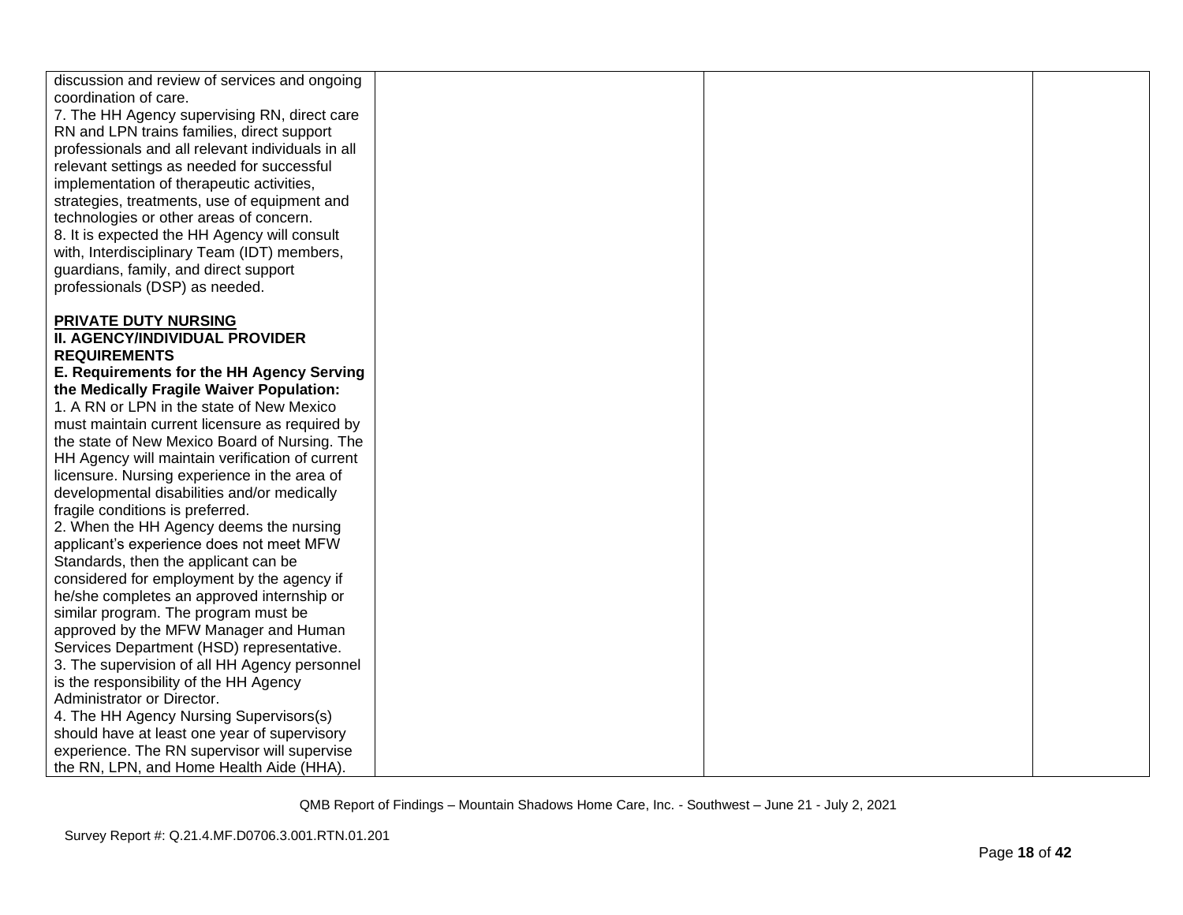| | | | |
|---|---|---|---|
| discussion and review of services and ongoing coordination of care.<br>7. The HH Agency supervising RN, direct care RN and LPN trains families, direct support professionals and all relevant individuals in all relevant settings as needed for successful implementation of therapeutic activities, strategies, treatments, use of equipment and technologies or other areas of concern.<br>8. It is expected the HH Agency will consult with, Interdisciplinary Team (IDT) members, guardians, family, and direct support professionals (DSP) as needed.<br><br>**PRIVATE DUTY NURSING**<br>**II. AGENCY/INDIVIDUAL PROVIDER REQUIREMENTS**<br>**E. Requirements for the HH Agency Serving the Medically Fragile Waiver Population:**<br>1. A RN or LPN in the state of New Mexico must maintain current licensure as required by the state of New Mexico Board of Nursing. The HH Agency will maintain verification of current licensure. Nursing experience in the area of developmental disabilities and/or medically fragile conditions is preferred.<br>2. When the HH Agency deems the nursing applicant's experience does not meet MFW Standards, then the applicant can be considered for employment by the agency if he/she completes an approved internship or similar program. The program must be approved by the MFW Manager and Human Services Department (HSD) representative.<br>3. The supervision of all HH Agency personnel is the responsibility of the HH Agency Administrator or Director.<br>4. The HH Agency Nursing Supervisors(s) should have at least one year of supervisory experience. The RN supervisor will supervise the RN, LPN, and Home Health Aide (HHA). | | | |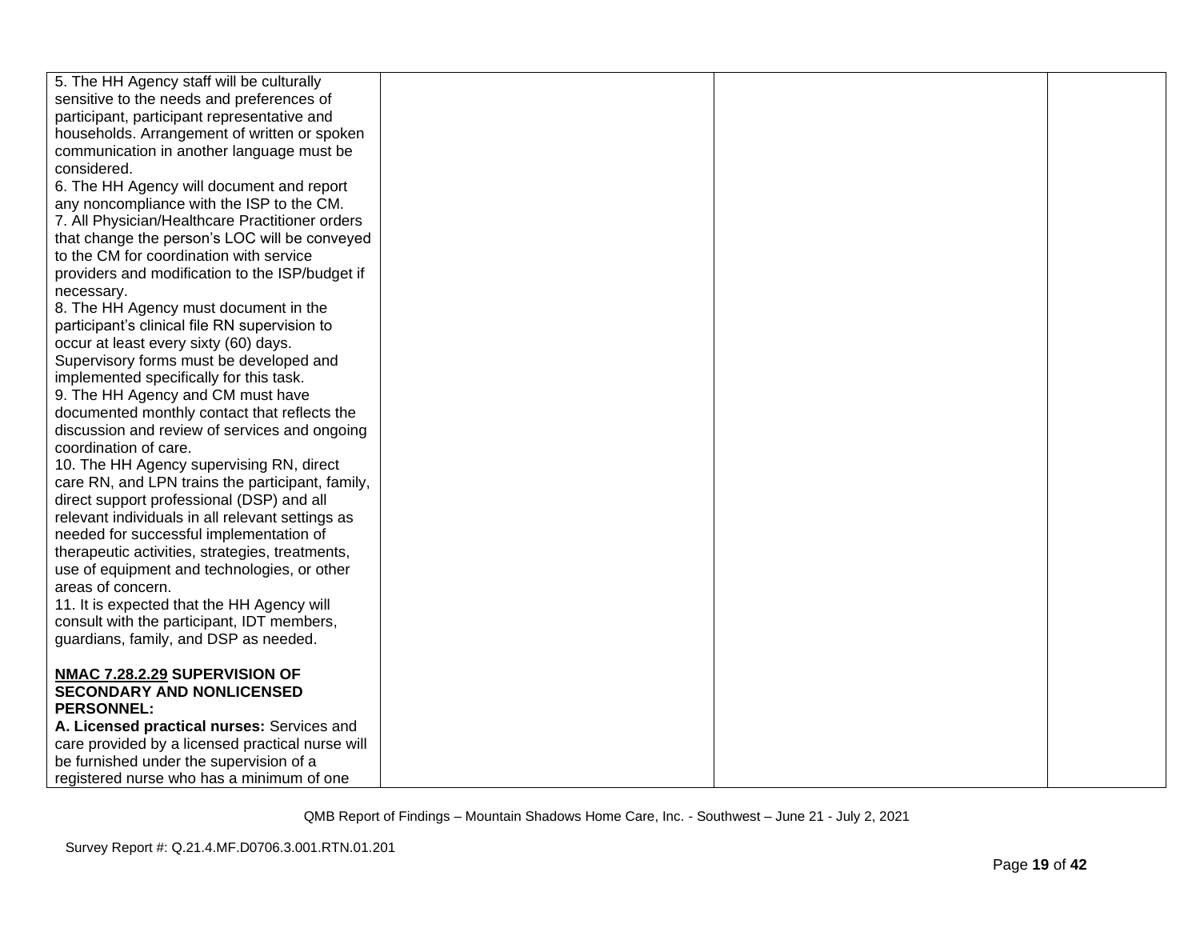| | | | |
|---|---|---|---|
| 5. The HH Agency staff will be culturally sensitive to the needs and preferences of participant, participant representative and households. Arrangement of written or spoken communication in another language must be considered.<br>6. The HH Agency will document and report any noncompliance with the ISP to the CM.<br>7. All Physician/Healthcare Practitioner orders that change the person's LOC will be conveyed to the CM for coordination with service providers and modification to the ISP/budget if necessary.<br>8. The HH Agency must document in the participant's clinical file RN supervision to occur at least every sixty (60) days. Supervisory forms must be developed and implemented specifically for this task.<br>9. The HH Agency and CM must have documented monthly contact that reflects the discussion and review of services and ongoing coordination of care.<br>10. The HH Agency supervising RN, direct care RN, and LPN trains the participant, family, direct support professional (DSP) and all relevant individuals in all relevant settings as needed for successful implementation of therapeutic activities, strategies, treatments, use of equipment and technologies, or other areas of concern.<br>11. It is expected that the HH Agency will consult with the participant, IDT members, guardians, family, and DSP as needed.<br><br>**<u>NMAC 7.28.2.29</u> SUPERVISION OF SECONDARY AND NONLICENSED PERSONNEL:**<br>**A. Licensed practical nurses:** Services and care provided by a licensed practical nurse will be furnished under the supervision of a registered nurse who has a minimum of one | | | |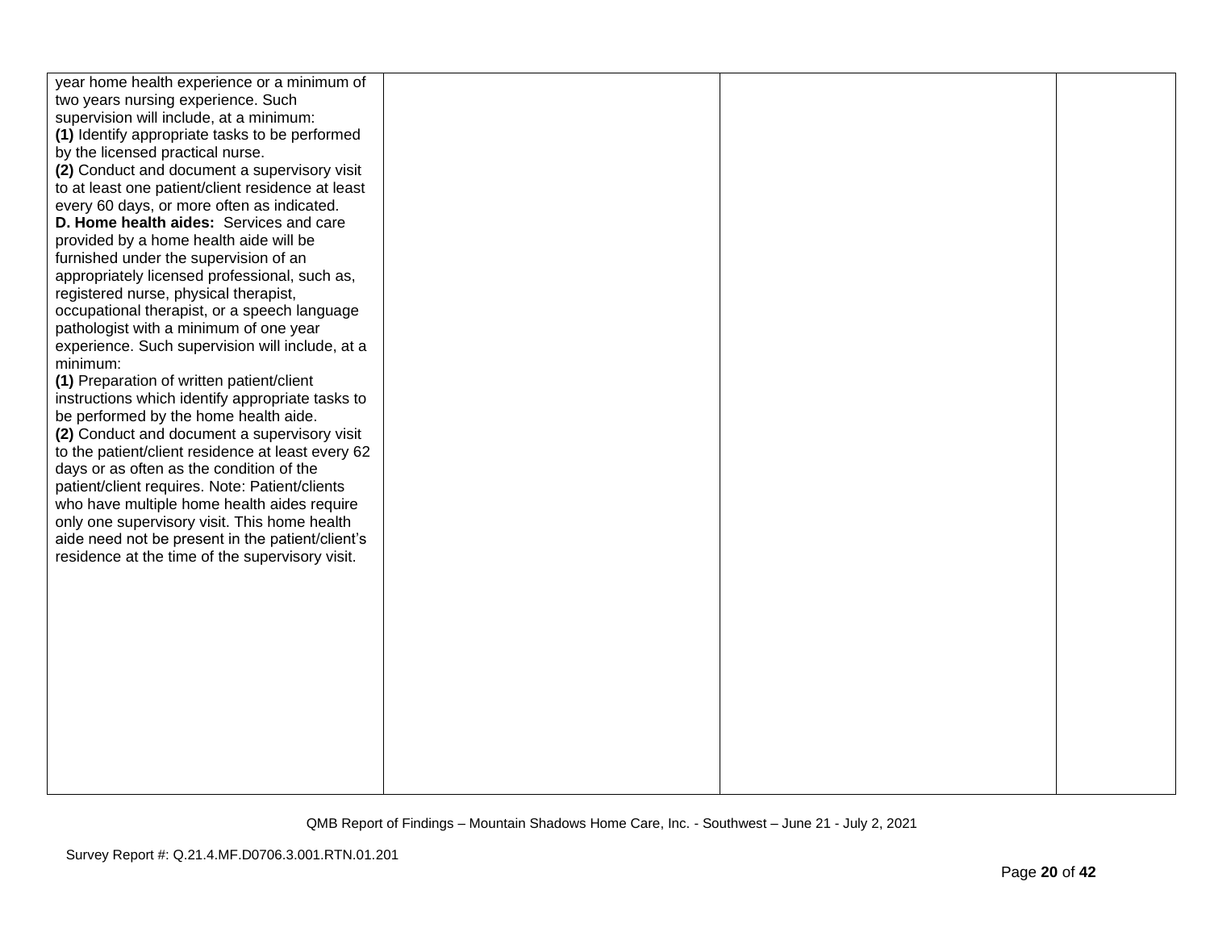| | | | |
|---|---|---|---|
| year home health experience or a minimum of two years nursing experience. Such supervision will include, at a minimum:<br>**(1)** Identify appropriate tasks to be performed by the licensed practical nurse.<br>**(2)** Conduct and document a supervisory visit to at least one patient/client residence at least every 60 days, or more often as indicated.<br>**D. Home health aides:** Services and care provided by a home health aide will be furnished under the supervision of an appropriately licensed professional, such as, registered nurse, physical therapist, occupational therapist, or a speech language pathologist with a minimum of one year experience. Such supervision will include, at a minimum:<br>**(1)** Preparation of written patient/client instructions which identify appropriate tasks to be performed by the home health aide.<br>**(2)** Conduct and document a supervisory visit to the patient/client residence at least every 62 days or as often as the condition of the patient/client requires. Note: Patient/clients who have multiple home health aides require only one supervisory visit. This home health aide need not be present in the patient/client's residence at the time of the supervisory visit. | | | |

QMB Report of Findings – Mountain Shadows Home Care, Inc. - Southwest – June 21 - July 2, 2021

Survey Report #: Q.21.4.MF.D0706.3.001.RTN.01.201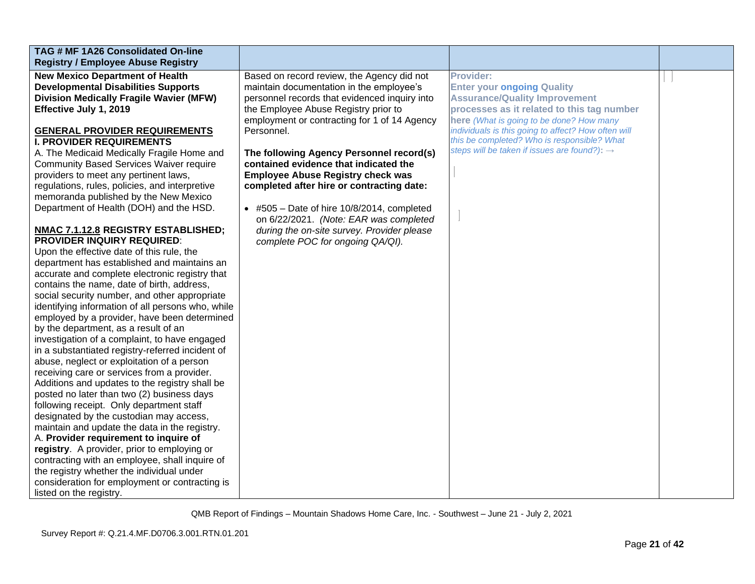| TAG # MF 1A26 Consolidated On-line Registry / Employee Abuse Registry | | | |
|---|---|---|---|
| **New Mexico Department of Health Developmental Disabilities Supports Division Medically Fragile Wavier (MFW) Effective July 1, 2019**<br><br>**GENERAL PROVIDER REQUIREMENTS**<br>**I. PROVIDER REQUIREMENTS**<br>A. The Medicaid Medically Fragile Home and Community Based Services Waiver require providers to meet any pertinent laws, regulations, rules, policies, and interpretive memoranda published by the New Mexico Department of Health (DOH) and the HSD.<br><br>**NMAC 7.1.12.8 REGISTRY ESTABLISHED; PROVIDER INQUIRY REQUIRED**:<br>Upon the effective date of this rule, the department has established and maintains an accurate and complete electronic registry that contains the name, date of birth, address, social security number, and other appropriate identifying information of all persons who, while employed by a provider, have been determined by the department, as a result of an investigation of a complaint, to have engaged in a substantiated registry-referred incident of abuse, neglect or exploitation of a person receiving care or services from a provider. Additions and updates to the registry shall be posted no later than two (2) business days following receipt. Only department staff designated by the custodian may access, maintain and update the data in the registry.<br>A. **Provider requirement to inquire of registry**. A provider, prior to employing or contracting with an employee, shall inquire of the registry whether the individual under consideration for employment or contracting is listed on the registry. | Based on record review, the Agency did not maintain documentation in the employee's personnel records that evidenced inquiry into the Employee Abuse Registry prior to employment or contracting for 1 of 14 Agency Personnel.<br><br>**The following Agency Personnel record(s) contained evidence that indicated the Employee Abuse Registry check was completed after hire or contracting date:**<br><br>• #505 – Date of hire 10/8/2014, completed on 6/22/2021. *(Note: EAR was completed during the on-site survey. Provider please complete POC for ongoing QA/QI).* | **Provider:**<br>**Enter your ongoing Quality Assurance/Quality Improvement processes as it related to this tag number here** *(What is going to be done? How many individuals is this going to affect? How often will this be completed? Who is responsible? What steps will be taken if issues are found?)*: → | |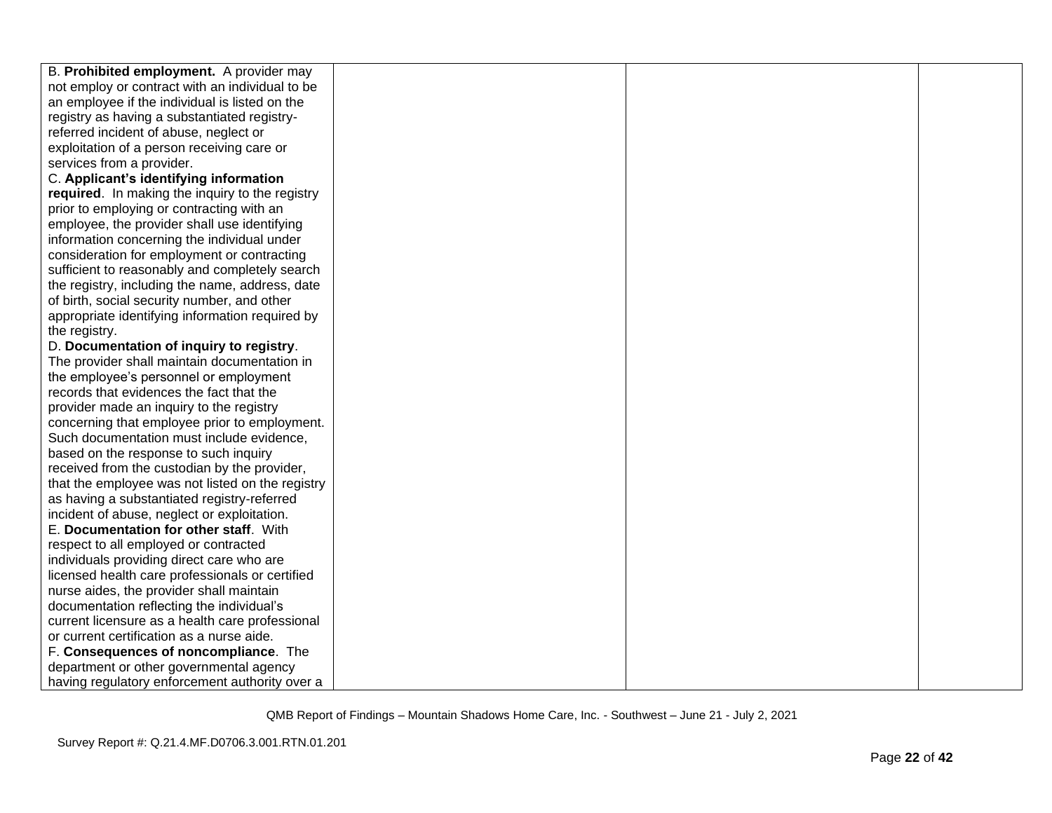| | | | |
|---|---|---|---|
| B. **Prohibited employment.** A provider may not employ or contract with an individual to be an employee if the individual is listed on the registry as having a substantiated registry-referred incident of abuse, neglect or exploitation of a person receiving care or services from a provider.<br>C. **Applicant's identifying information required**. In making the inquiry to the registry prior to employing or contracting with an employee, the provider shall use identifying information concerning the individual under consideration for employment or contracting sufficient to reasonably and completely search the registry, including the name, address, date of birth, social security number, and other appropriate identifying information required by the registry.<br>D. **Documentation of inquiry to registry**. The provider shall maintain documentation in the employee's personnel or employment records that evidences the fact that the provider made an inquiry to the registry concerning that employee prior to employment. Such documentation must include evidence, based on the response to such inquiry received from the custodian by the provider, that the employee was not listed on the registry as having a substantiated registry-referred incident of abuse, neglect or exploitation.<br>E. **Documentation for other staff**. With respect to all employed or contracted individuals providing direct care who are licensed health care professionals or certified nurse aides, the provider shall maintain documentation reflecting the individual's current licensure as a health care professional or current certification as a nurse aide.<br>F. **Consequences of noncompliance**. The department or other governmental agency having regulatory enforcement authority over a | | | |

QMB Report of Findings – Mountain Shadows Home Care, Inc. - Southwest – June 21 - July 2, 2021

Survey Report #: Q.21.4.MF.D0706.3.001.RTN.01.201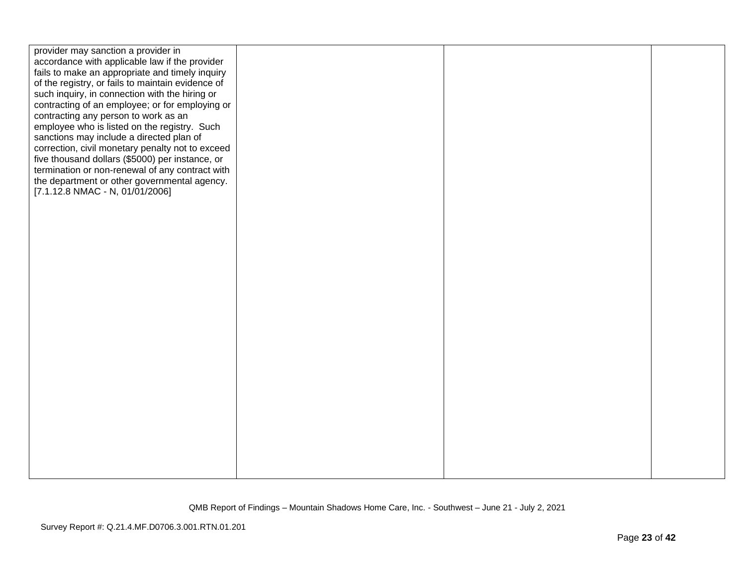| | | | |
|---|---|---|---|
| provider may sanction a provider in accordance with applicable law if the provider fails to make an appropriate and timely inquiry of the registry, or fails to maintain evidence of such inquiry, in connection with the hiring or contracting of an employee; or for employing or contracting any person to work as an employee who is listed on the registry. Such sanctions may include a directed plan of correction, civil monetary penalty not to exceed five thousand dollars ($5000) per instance, or termination or non-renewal of any contract with the department or other governmental agency. [7.1.12.8 NMAC - N, 01/01/2006] | | | |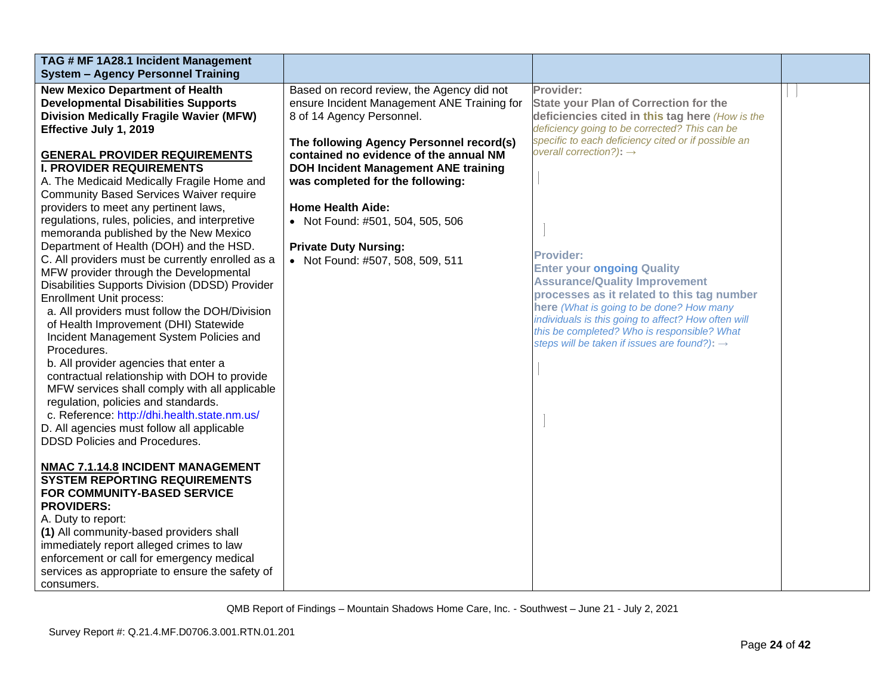| TAG # MF 1A28.1 Incident Management System – Agency Personnel Training | | | |
|---|---|---|---|
| **New Mexico Department of Health Developmental Disabilities Supports Division Medically Fragile Wavier (MFW) Effective July 1, 2019**<br><br>**GENERAL PROVIDER REQUIREMENTS**<br>**I. PROVIDER REQUIREMENTS**<br>A. The Medicaid Medically Fragile Home and Community Based Services Waiver require providers to meet any pertinent laws, regulations, rules, policies, and interpretive memoranda published by the New Mexico Department of Health (DOH) and the HSD.<br>C. All providers must be currently enrolled as a MFW provider through the Developmental Disabilities Supports Division (DDSD) Provider Enrollment Unit process:<br>a. All providers must follow the DOH/Division of Health Improvement (DHI) Statewide Incident Management System Policies and Procedures.<br>b. All provider agencies that enter a contractual relationship with DOH to provide MFW services shall comply with all applicable regulation, policies and standards.<br>c. Reference: http://dhi.health.state.nm.us/<br>D. All agencies must follow all applicable DDSD Policies and Procedures.<br><br>**NMAC 7.1.14.8 INCIDENT MANAGEMENT SYSTEM REPORTING REQUIREMENTS FOR COMMUNITY-BASED SERVICE PROVIDERS:**<br>A. Duty to report:<br>**(1)** All community-based providers shall immediately report alleged crimes to law enforcement or call for emergency medical services as appropriate to ensure the safety of consumers. | Based on record review, the Agency did not ensure Incident Management ANE Training for 8 of 14 Agency Personnel.<br><br>**The following Agency Personnel record(s) contained no evidence of the annual NM DOH Incident Management ANE training was completed for the following:**<br><br>**Home Health Aide:**<br>• Not Found: #501, 504, 505, 506<br><br>**Private Duty Nursing:**<br>• Not Found: #507, 508, 509, 511 | **Provider:**<br>**State your Plan of Correction for the deficiencies cited in this tag here** *(How is the deficiency going to be corrected? This can be specific to each deficiency cited or if possible an overall correction?)*: →<br><br><br><br>**Provider:**<br>**Enter your ongoing Quality Assurance/Quality Improvement processes as it related to this tag number here** *(What is going to be done? How many individuals is this going to affect? How often will this be completed? Who is responsible? What steps will be taken if issues are found?)*: → | |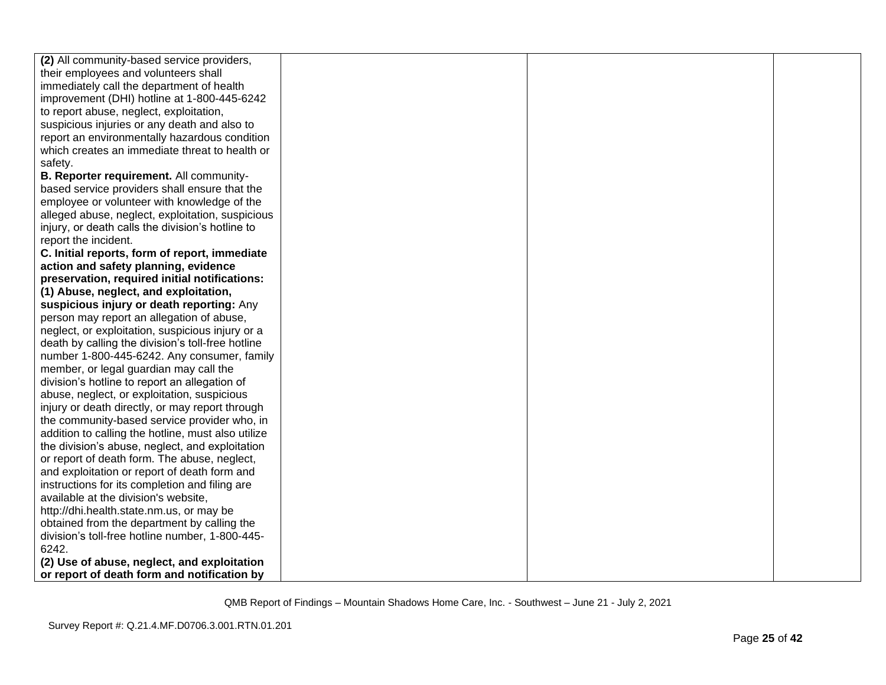| | | | |
|---|---|---|---|
| **(2)** All community-based service providers, their employees and volunteers shall immediately call the department of health improvement (DHI) hotline at 1-800-445-6242 to report abuse, neglect, exploitation, suspicious injuries or any death and also to report an environmentally hazardous condition which creates an immediate threat to health or safety.<br>**B. Reporter requirement.** All community-based service providers shall ensure that the employee or volunteer with knowledge of the alleged abuse, neglect, exploitation, suspicious injury, or death calls the division's hotline to report the incident.<br>**C. Initial reports, form of report, immediate action and safety planning, evidence preservation, required initial notifications:**<br>**(1) Abuse, neglect, and exploitation, suspicious injury or death reporting:** Any person may report an allegation of abuse, neglect, or exploitation, suspicious injury or a death by calling the division's toll-free hotline number 1-800-445-6242. Any consumer, family member, or legal guardian may call the division's hotline to report an allegation of abuse, neglect, or exploitation, suspicious injury or death directly, or may report through the community-based service provider who, in addition to calling the hotline, must also utilize the division's abuse, neglect, and exploitation or report of death form. The abuse, neglect, and exploitation or report of death form and instructions for its completion and filing are available at the division's website, http://dhi.health.state.nm.us, or may be obtained from the department by calling the division's toll-free hotline number, 1-800-445-6242.<br>**(2) Use of abuse, neglect, and exploitation or report of death form and notification by** | | | |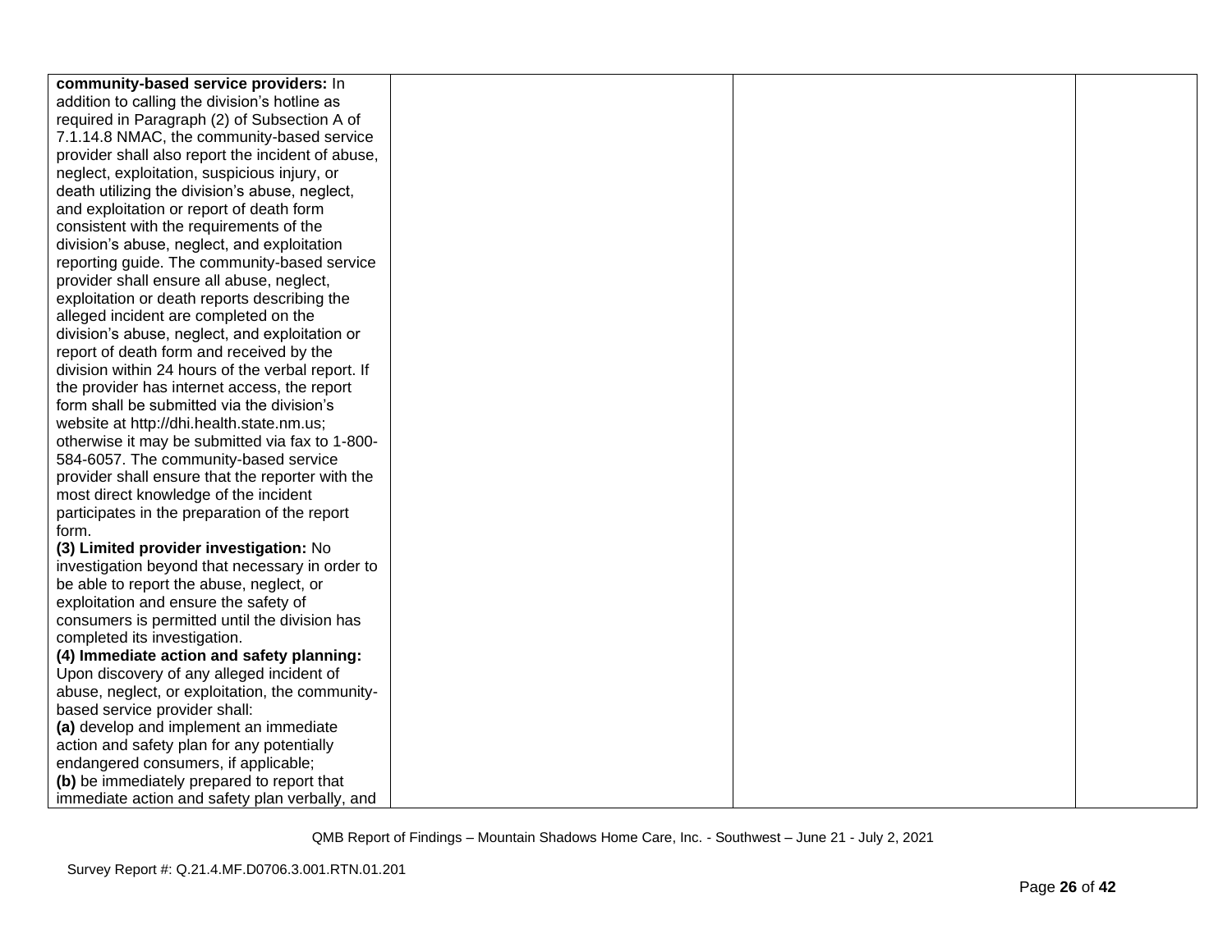| | | | |
|---|---|---|---|
| **community-based service providers:** In addition to calling the division's hotline as required in Paragraph (2) of Subsection A of 7.1.14.8 NMAC, the community-based service provider shall also report the incident of abuse, neglect, exploitation, suspicious injury, or death utilizing the division's abuse, neglect, and exploitation or report of death form consistent with the requirements of the division's abuse, neglect, and exploitation reporting guide. The community-based service provider shall ensure all abuse, neglect, exploitation or death reports describing the alleged incident are completed on the division's abuse, neglect, and exploitation or report of death form and received by the division within 24 hours of the verbal report. If the provider has internet access, the report form shall be submitted via the division's website at http://dhi.health.state.nm.us; otherwise it may be submitted via fax to 1-800-584-6057. The community-based service provider shall ensure that the reporter with the most direct knowledge of the incident participates in the preparation of the report form.<br>**(3) Limited provider investigation:** No investigation beyond that necessary in order to be able to report the abuse, neglect, or exploitation and ensure the safety of consumers is permitted until the division has completed its investigation.<br>**(4) Immediate action and safety planning:** Upon discovery of any alleged incident of abuse, neglect, or exploitation, the community-based service provider shall:<br>**(a)** develop and implement an immediate action and safety plan for any potentially endangered consumers, if applicable;<br>**(b)** be immediately prepared to report that immediate action and safety plan verbally, and | | | |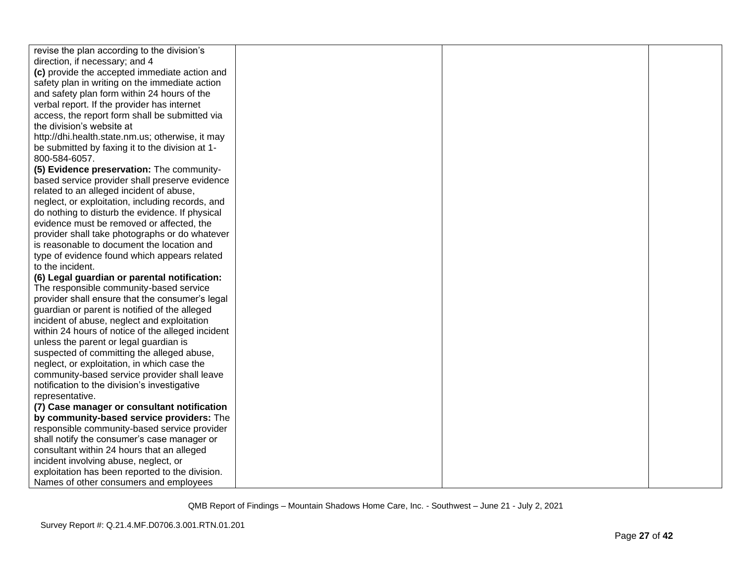| | | | |
|---|---|---|---|
| revise the plan according to the division's direction, if necessary; and 4<br>**(c)** provide the accepted immediate action and safety plan in writing on the immediate action and safety plan form within 24 hours of the verbal report. If the provider has internet access, the report form shall be submitted via the division's website at http://dhi.health.state.nm.us; otherwise, it may be submitted by faxing it to the division at 1-800-584-6057.<br>**(5) Evidence preservation:** The community-based service provider shall preserve evidence related to an alleged incident of abuse, neglect, or exploitation, including records, and do nothing to disturb the evidence. If physical evidence must be removed or affected, the provider shall take photographs or do whatever is reasonable to document the location and type of evidence found which appears related to the incident.<br>**(6) Legal guardian or parental notification:** The responsible community-based service provider shall ensure that the consumer's legal guardian or parent is notified of the alleged incident of abuse, neglect and exploitation within 24 hours of notice of the alleged incident unless the parent or legal guardian is suspected of committing the alleged abuse, neglect, or exploitation, in which case the community-based service provider shall leave notification to the division's investigative representative.<br>**(7) Case manager or consultant notification by community-based service providers:** The responsible community-based service provider shall notify the consumer's case manager or consultant within 24 hours that an alleged incident involving abuse, neglect, or exploitation has been reported to the division. Names of other consumers and employees | | | |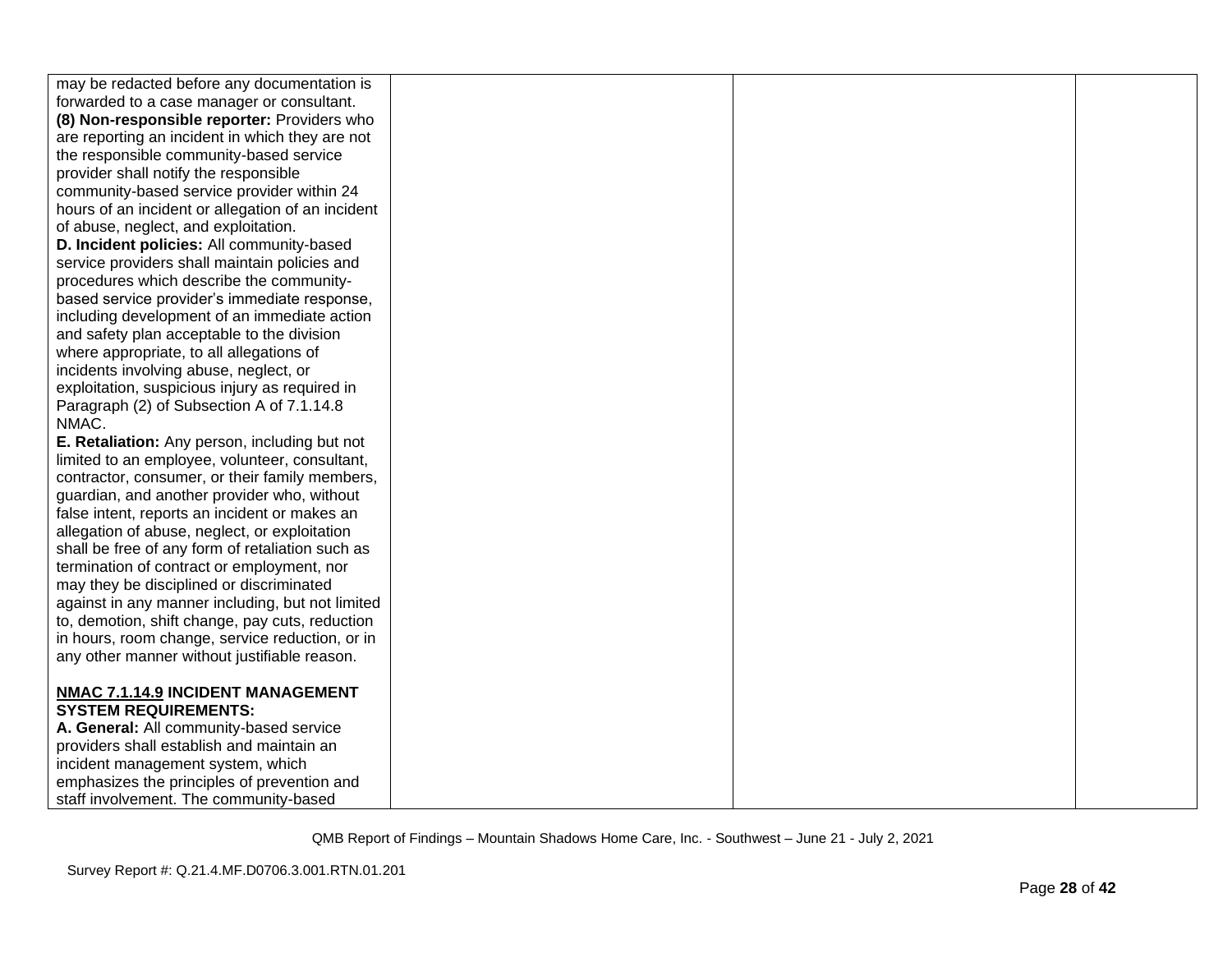| | | | |
|---|---|---|---|
| may be redacted before any documentation is forwarded to a case manager or consultant.<br>**(8) Non-responsible reporter:** Providers who are reporting an incident in which they are not the responsible community-based service provider shall notify the responsible community-based service provider within 24 hours of an incident or allegation of an incident of abuse, neglect, and exploitation.<br>**D. Incident policies:** All community-based service providers shall maintain policies and procedures which describe the community-based service provider's immediate response, including development of an immediate action and safety plan acceptable to the division where appropriate, to all allegations of incidents involving abuse, neglect, or exploitation, suspicious injury as required in Paragraph (2) of Subsection A of 7.1.14.8 NMAC.<br>**E. Retaliation:** Any person, including but not limited to an employee, volunteer, consultant, contractor, consumer, or their family members, guardian, and another provider who, without false intent, reports an incident or makes an allegation of abuse, neglect, or exploitation shall be free of any form of retaliation such as termination of contract or employment, nor may they be disciplined or discriminated against in any manner including, but not limited to, demotion, shift change, pay cuts, reduction in hours, room change, service reduction, or in any other manner without justifiable reason.<br><br>**<u>NMAC 7.1.14.9</u> INCIDENT MANAGEMENT SYSTEM REQUIREMENTS:**<br>**A. General:** All community-based service providers shall establish and maintain an incident management system, which emphasizes the principles of prevention and staff involvement. The community-based | | | |

QMB Report of Findings – Mountain Shadows Home Care, Inc. - Southwest – June 21 - July 2, 2021

Survey Report #: Q.21.4.MF.D0706.3.001.RTN.01.201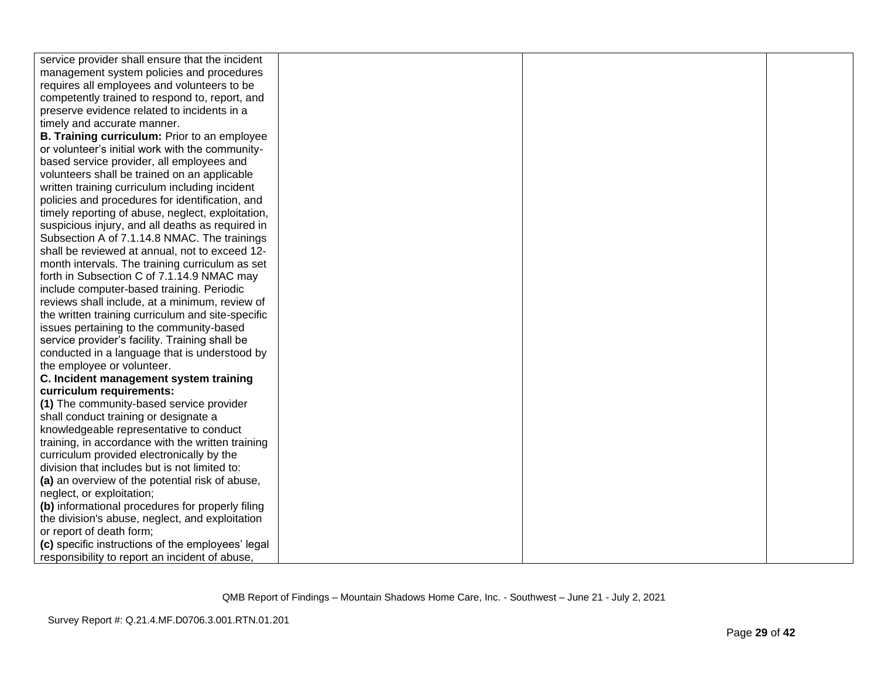| | | | |
|---|---|---|---|
| service provider shall ensure that the incident management system policies and procedures requires all employees and volunteers to be competently trained to respond to, report, and preserve evidence related to incidents in a timely and accurate manner.<br>**B. Training curriculum:** Prior to an employee or volunteer's initial work with the community-based service provider, all employees and volunteers shall be trained on an applicable written training curriculum including incident policies and procedures for identification, and timely reporting of abuse, neglect, exploitation, suspicious injury, and all deaths as required in Subsection A of 7.1.14.8 NMAC. The trainings shall be reviewed at annual, not to exceed 12-month intervals. The training curriculum as set forth in Subsection C of 7.1.14.9 NMAC may include computer-based training. Periodic reviews shall include, at a minimum, review of the written training curriculum and site-specific issues pertaining to the community-based service provider's facility. Training shall be conducted in a language that is understood by the employee or volunteer.<br>**C. Incident management system training curriculum requirements:**<br>**(1)** The community-based service provider shall conduct training or designate a knowledgeable representative to conduct training, in accordance with the written training curriculum provided electronically by the division that includes but is not limited to:<br>**(a)** an overview of the potential risk of abuse, neglect, or exploitation;<br>**(b)** informational procedures for properly filing the division's abuse, neglect, and exploitation or report of death form;<br>**(c)** specific instructions of the employees' legal responsibility to report an incident of abuse, | | | |

QMB Report of Findings – Mountain Shadows Home Care, Inc. - Southwest – June 21 - July 2, 2021

Survey Report #: Q.21.4.MF.D0706.3.001.RTN.01.201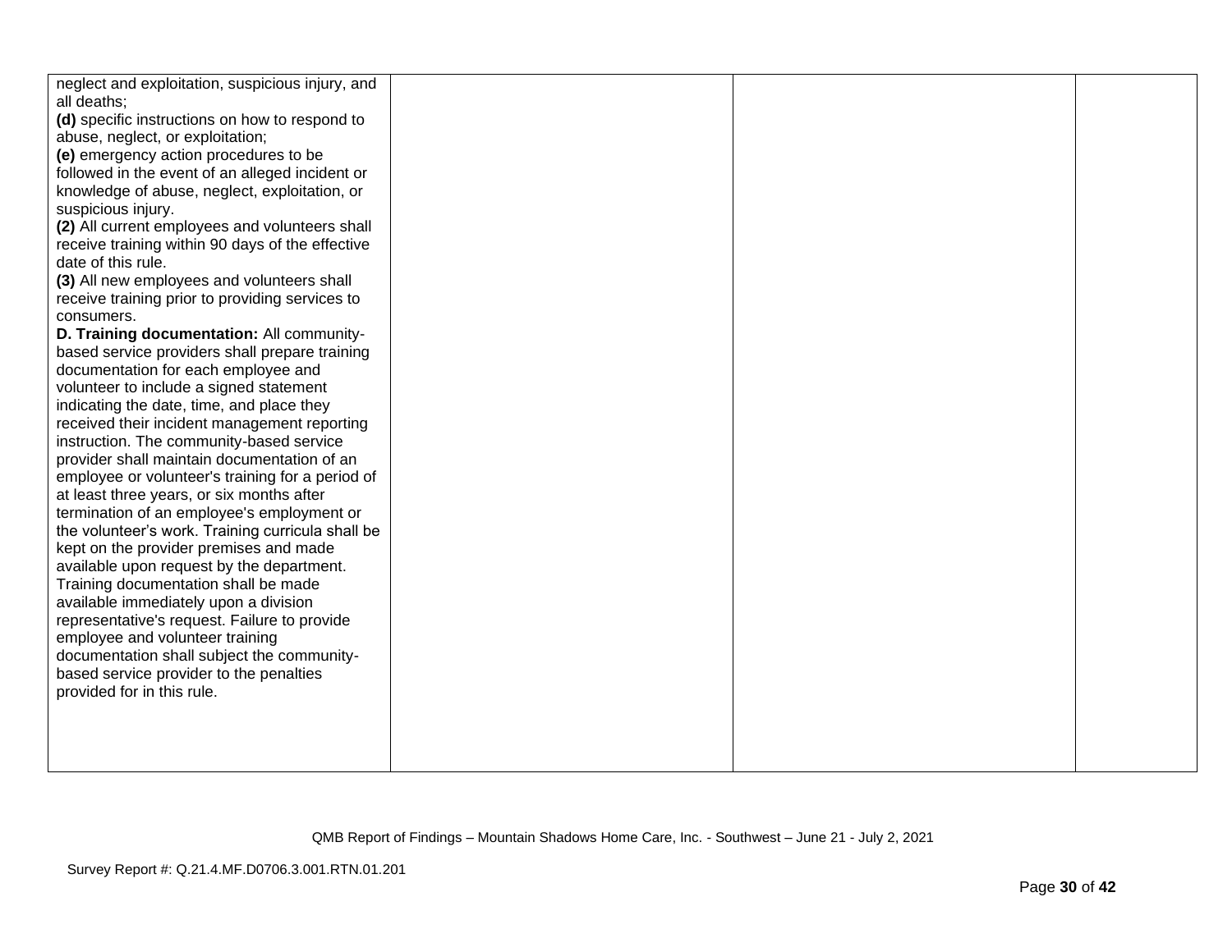| | | | |
|---|---|---|---|
| neglect and exploitation, suspicious injury, and all deaths;<br>**(d)** specific instructions on how to respond to abuse, neglect, or exploitation;<br>**(e)** emergency action procedures to be followed in the event of an alleged incident or knowledge of abuse, neglect, exploitation, or suspicious injury.<br>**(2)** All current employees and volunteers shall receive training within 90 days of the effective date of this rule.<br>**(3)** All new employees and volunteers shall receive training prior to providing services to consumers.<br>**D. Training documentation:** All community-based service providers shall prepare training documentation for each employee and volunteer to include a signed statement indicating the date, time, and place they received their incident management reporting instruction. The community-based service provider shall maintain documentation of an employee or volunteer's training for a period of at least three years, or six months after termination of an employee's employment or the volunteer's work. Training curricula shall be kept on the provider premises and made available upon request by the department. Training documentation shall be made available immediately upon a division representative's request. Failure to provide employee and volunteer training documentation shall subject the community-based service provider to the penalties provided for in this rule. | | | |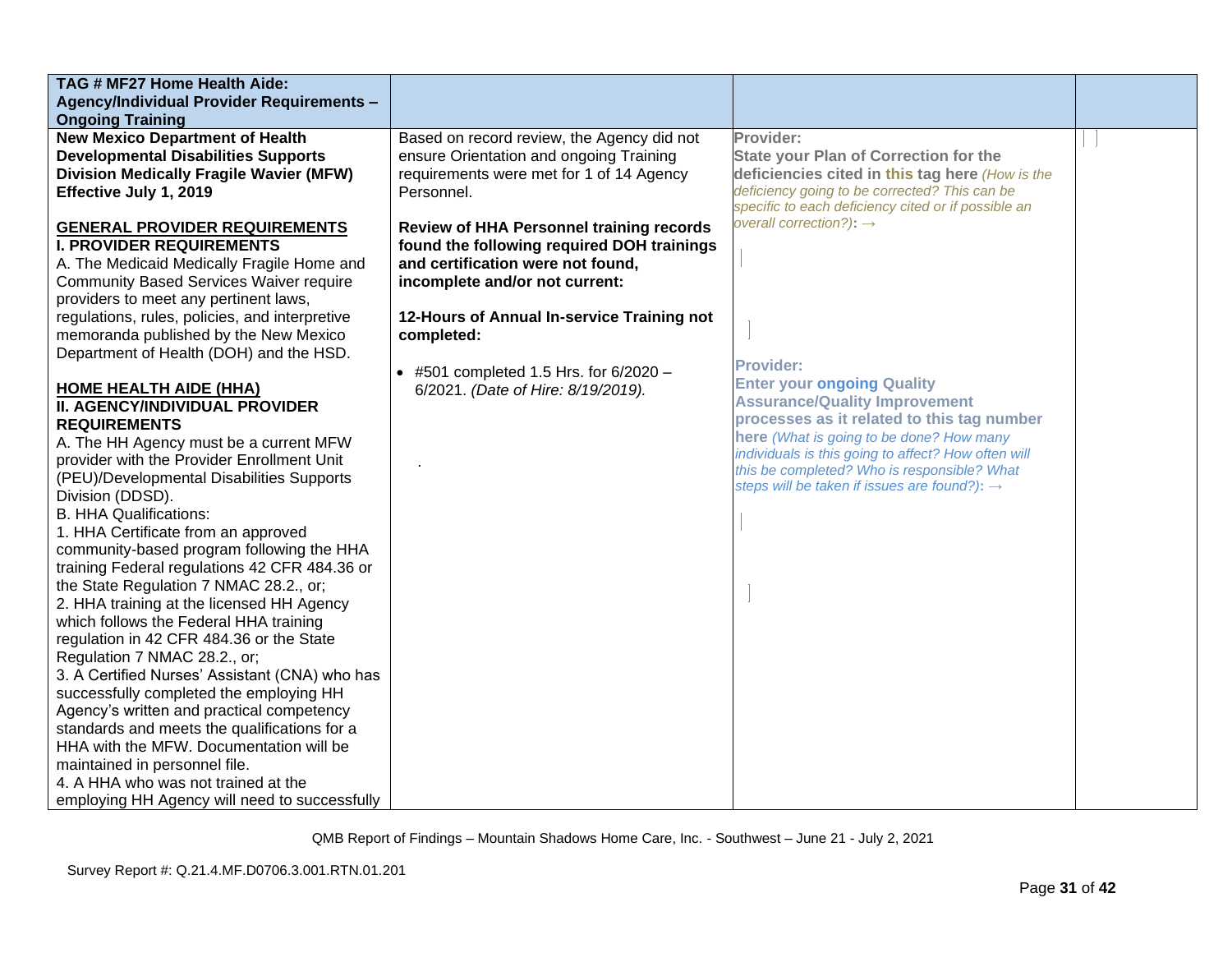| TAG # MF27 Home Health Aide: Agency/Individual Provider Requirements – Ongoing Training | | | |
|---|---|---|---|
| **New Mexico Department of Health Developmental Disabilities Supports Division Medically Fragile Wavier (MFW) Effective July 1, 2019**<br><br>**<u>GENERAL PROVIDER REQUIREMENTS</u>**<br>**I. PROVIDER REQUIREMENTS**<br>A. The Medicaid Medically Fragile Home and Community Based Services Waiver require providers to meet any pertinent laws, regulations, rules, policies, and interpretive memoranda published by the New Mexico Department of Health (DOH) and the HSD.<br><br>**<u>HOME HEALTH AIDE (HHA)</u>**<br>**II. AGENCY/INDIVIDUAL PROVIDER REQUIREMENTS**<br>A. The HH Agency must be a current MFW provider with the Provider Enrollment Unit (PEU)/Developmental Disabilities Supports Division (DDSD).<br>B. HHA Qualifications:<br>1. HHA Certificate from an approved community-based program following the HHA training Federal regulations 42 CFR 484.36 or the State Regulation 7 NMAC 28.2., or;<br>2. HHA training at the licensed HH Agency which follows the Federal HHA training regulation in 42 CFR 484.36 or the State Regulation 7 NMAC 28.2., or;<br>3. A Certified Nurses' Assistant (CNA) who has successfully completed the employing HH Agency's written and practical competency standards and meets the qualifications for a HHA with the MFW. Documentation will be maintained in personnel file.<br>4. A HHA who was not trained at the employing HH Agency will need to successfully | Based on record review, the Agency did not ensure Orientation and ongoing Training requirements were met for 1 of 14 Agency Personnel.<br><br>**Review of HHA Personnel training records found the following required DOH trainings and certification were not found, incomplete and/or not current:**<br><br>**12-Hours of Annual In-service Training not completed:**<br><br>• #501 completed 1.5 Hrs. for 6/2020 – 6/2021. *(Date of Hire: 8/19/2019).*<br><br>. | **Provider:**<br>**State your Plan of Correction for the deficiencies cited in this tag here** *(How is the deficiency going to be corrected? This can be specific to each deficiency cited or if possible an overall correction?)*: →<br><br><br><br>**Provider:**<br>**Enter your ongoing Quality Assurance/Quality Improvement processes as it related to this tag number here** *(What is going to be done? How many individuals is this going to affect? How often will this be completed? Who is responsible? What steps will be taken if issues are found?)*: → | |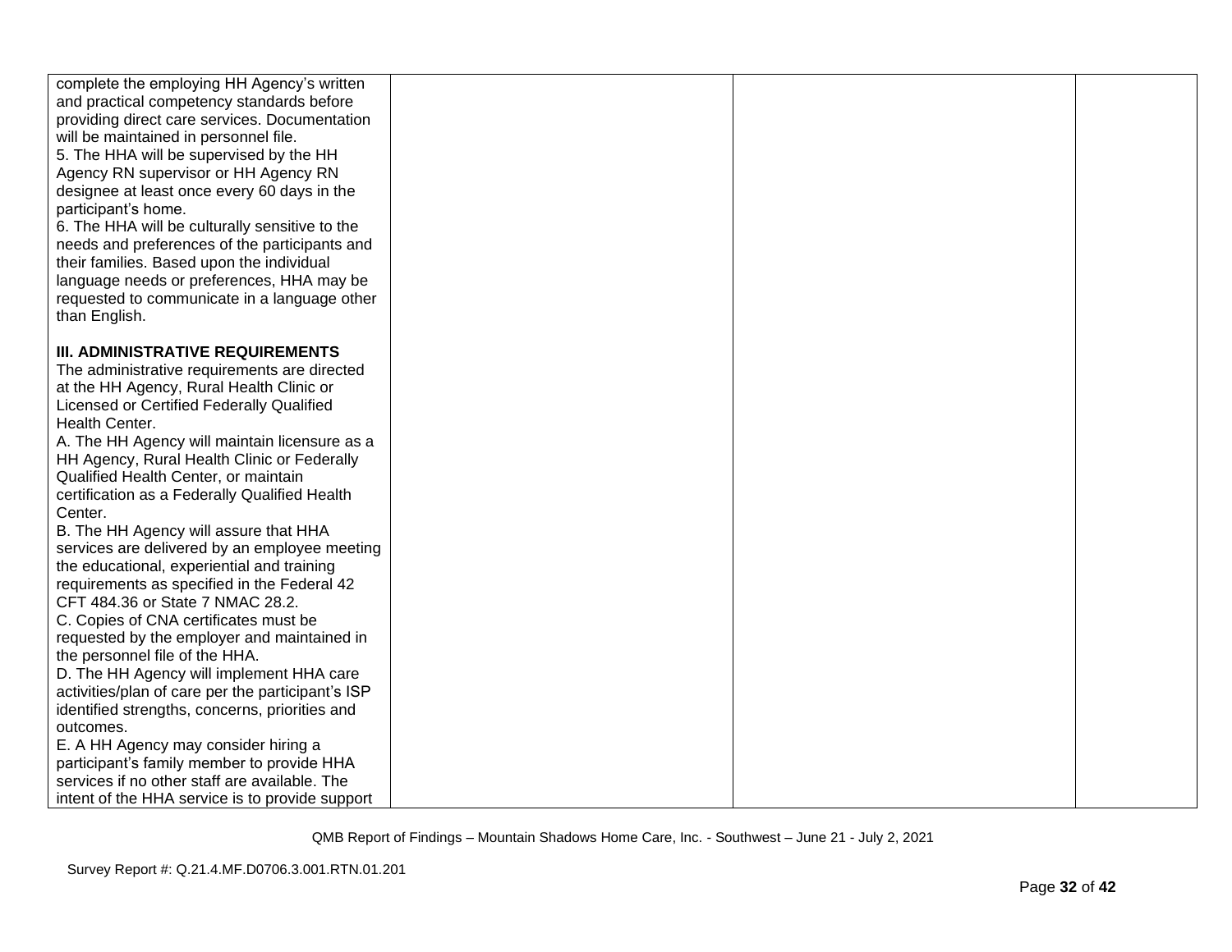| | | | |
|---|---|---|---|
| complete the employing HH Agency's written and practical competency standards before providing direct care services. Documentation will be maintained in personnel file.<br>5. The HHA will be supervised by the HH Agency RN supervisor or HH Agency RN designee at least once every 60 days in the participant's home.<br>6. The HHA will be culturally sensitive to the needs and preferences of the participants and their families. Based upon the individual language needs or preferences, HHA may be requested to communicate in a language other than English.<br><br>**III. ADMINISTRATIVE REQUIREMENTS**<br>The administrative requirements are directed at the HH Agency, Rural Health Clinic or Licensed or Certified Federally Qualified Health Center.<br>A. The HH Agency will maintain licensure as a HH Agency, Rural Health Clinic or Federally Qualified Health Center, or maintain certification as a Federally Qualified Health Center.<br>B. The HH Agency will assure that HHA services are delivered by an employee meeting the educational, experiential and training requirements as specified in the Federal 42 CFT 484.36 or State 7 NMAC 28.2.<br>C. Copies of CNA certificates must be requested by the employer and maintained in the personnel file of the HHA.<br>D. The HH Agency will implement HHA care activities/plan of care per the participant's ISP identified strengths, concerns, priorities and outcomes.<br>E. A HH Agency may consider hiring a participant's family member to provide HHA services if no other staff are available. The intent of the HHA service is to provide support | | | |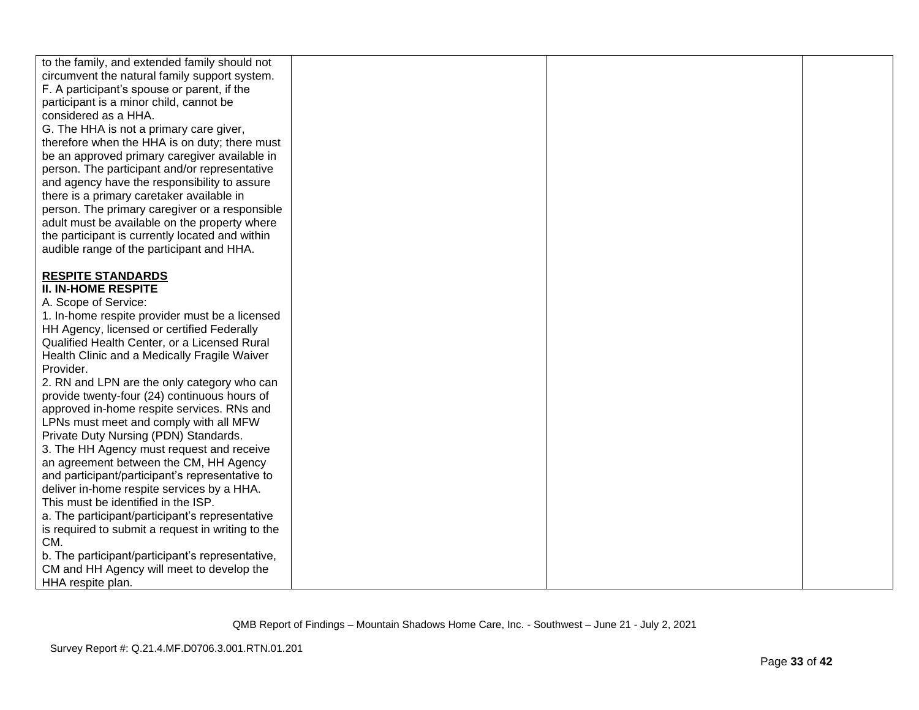| | | | |
|---|---|---|---|
| to the family, and extended family should not circumvent the natural family support system.<br>F. A participant's spouse or parent, if the participant is a minor child, cannot be considered as a HHA.<br>G. The HHA is not a primary care giver, therefore when the HHA is on duty; there must be an approved primary caregiver available in person. The participant and/or representative and agency have the responsibility to assure there is a primary caretaker available in person. The primary caregiver or a responsible adult must be available on the property where the participant is currently located and within audible range of the participant and HHA.<br><br>**RESPITE STANDARDS**<br>**II. IN-HOME RESPITE**<br>A. Scope of Service:<br>1. In-home respite provider must be a licensed HH Agency, licensed or certified Federally Qualified Health Center, or a Licensed Rural Health Clinic and a Medically Fragile Waiver Provider.<br>2. RN and LPN are the only category who can provide twenty-four (24) continuous hours of approved in-home respite services. RNs and LPNs must meet and comply with all MFW Private Duty Nursing (PDN) Standards.<br>3. The HH Agency must request and receive an agreement between the CM, HH Agency and participant/participant's representative to deliver in-home respite services by a HHA. This must be identified in the ISP.<br>a. The participant/participant's representative is required to submit a request in writing to the CM.<br>b. The participant/participant's representative, CM and HH Agency will meet to develop the HHA respite plan. | | | |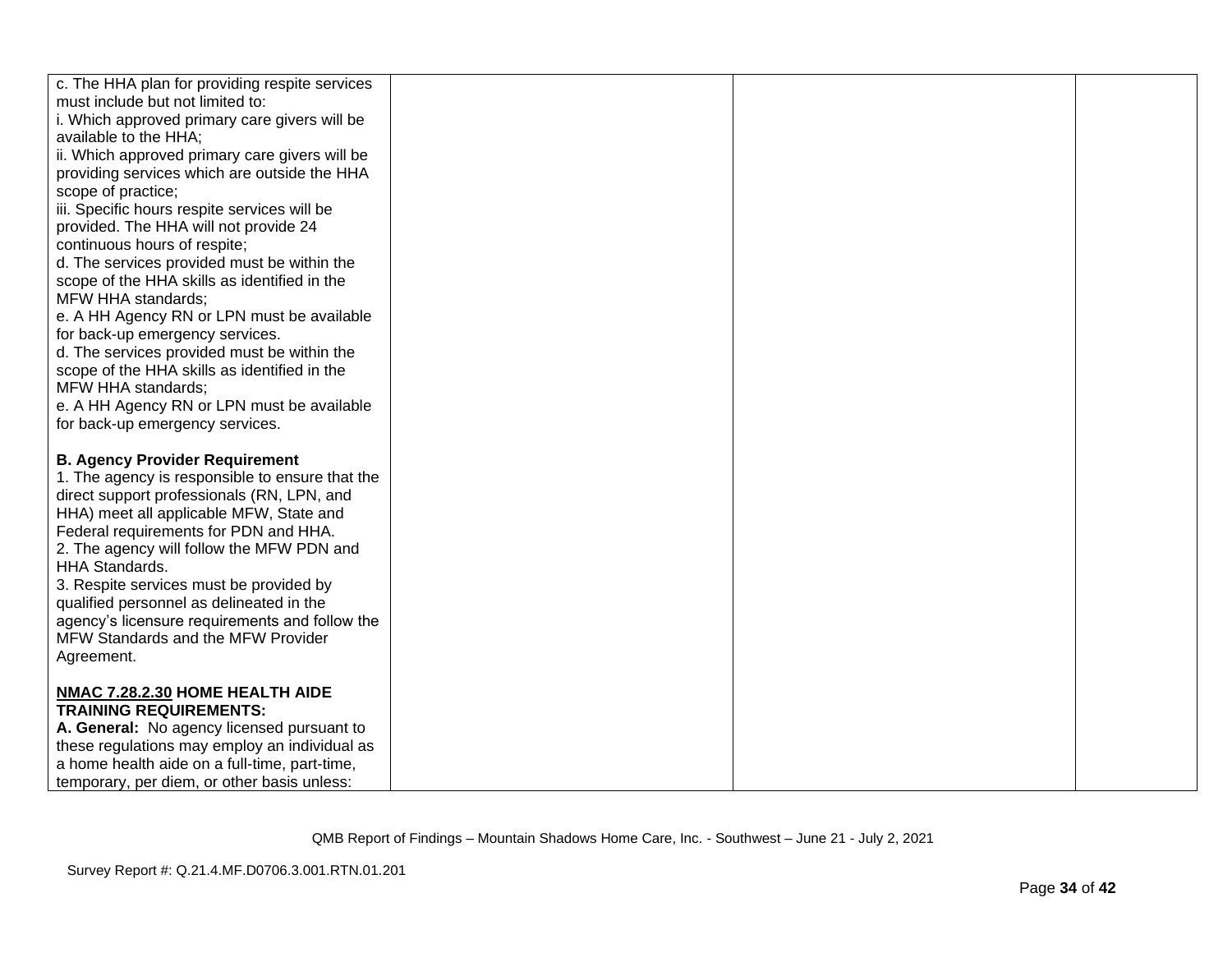| | | | |
|---|---|---|---|
| c. The HHA plan for providing respite services must include but not limited to:<br>i. Which approved primary care givers will be available to the HHA;<br>ii. Which approved primary care givers will be providing services which are outside the HHA scope of practice;<br>iii. Specific hours respite services will be provided. The HHA will not provide 24 continuous hours of respite;<br>d. The services provided must be within the scope of the HHA skills as identified in the MFW HHA standards;<br>e. A HH Agency RN or LPN must be available for back-up emergency services.<br>d. The services provided must be within the scope of the HHA skills as identified in the MFW HHA standards;<br>e. A HH Agency RN or LPN must be available for back-up emergency services.<br><br>**B. Agency Provider Requirement**<br>1. The agency is responsible to ensure that the direct support professionals (RN, LPN, and HHA) meet all applicable MFW, State and Federal requirements for PDN and HHA.<br>2. The agency will follow the MFW PDN and HHA Standards.<br>3. Respite services must be provided by qualified personnel as delineated in the agency's licensure requirements and follow the MFW Standards and the MFW Provider Agreement.<br><br>**NMAC 7.28.2.30 HOME HEALTH AIDE TRAINING REQUIREMENTS:**<br>**A. General:** No agency licensed pursuant to these regulations may employ an individual as a home health aide on a full-time, part-time, temporary, per diem, or other basis unless: | | | |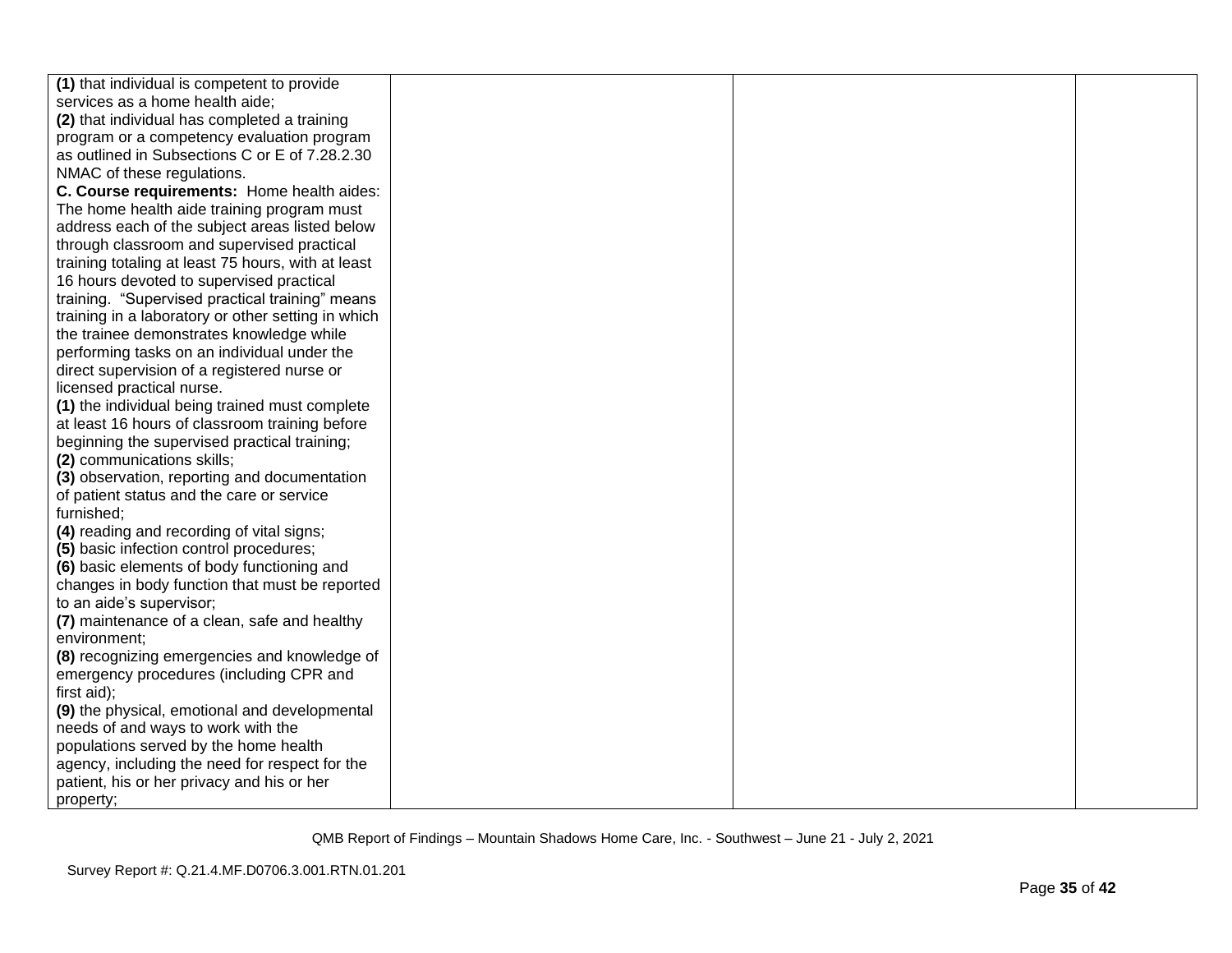| | | | |
|---|---|---|---|
| **(1)** that individual is competent to provide services as a home health aide;<br>**(2)** that individual has completed a training program or a competency evaluation program as outlined in Subsections C or E of 7.28.2.30 NMAC of these regulations.<br>**C. Course requirements:** Home health aides: The home health aide training program must address each of the subject areas listed below through classroom and supervised practical training totaling at least 75 hours, with at least 16 hours devoted to supervised practical training. "Supervised practical training" means training in a laboratory or other setting in which the trainee demonstrates knowledge while performing tasks on an individual under the direct supervision of a registered nurse or licensed practical nurse.<br>**(1)** the individual being trained must complete at least 16 hours of classroom training before beginning the supervised practical training;<br>**(2)** communications skills;<br>**(3)** observation, reporting and documentation of patient status and the care or service furnished;<br>**(4)** reading and recording of vital signs;<br>**(5)** basic infection control procedures;<br>**(6)** basic elements of body functioning and changes in body function that must be reported to an aide's supervisor;<br>**(7)** maintenance of a clean, safe and healthy environment;<br>**(8)** recognizing emergencies and knowledge of emergency procedures (including CPR and first aid);<br>**(9)** the physical, emotional and developmental needs of and ways to work with the populations served by the home health agency, including the need for respect for the patient, his or her privacy and his or her property; | | | |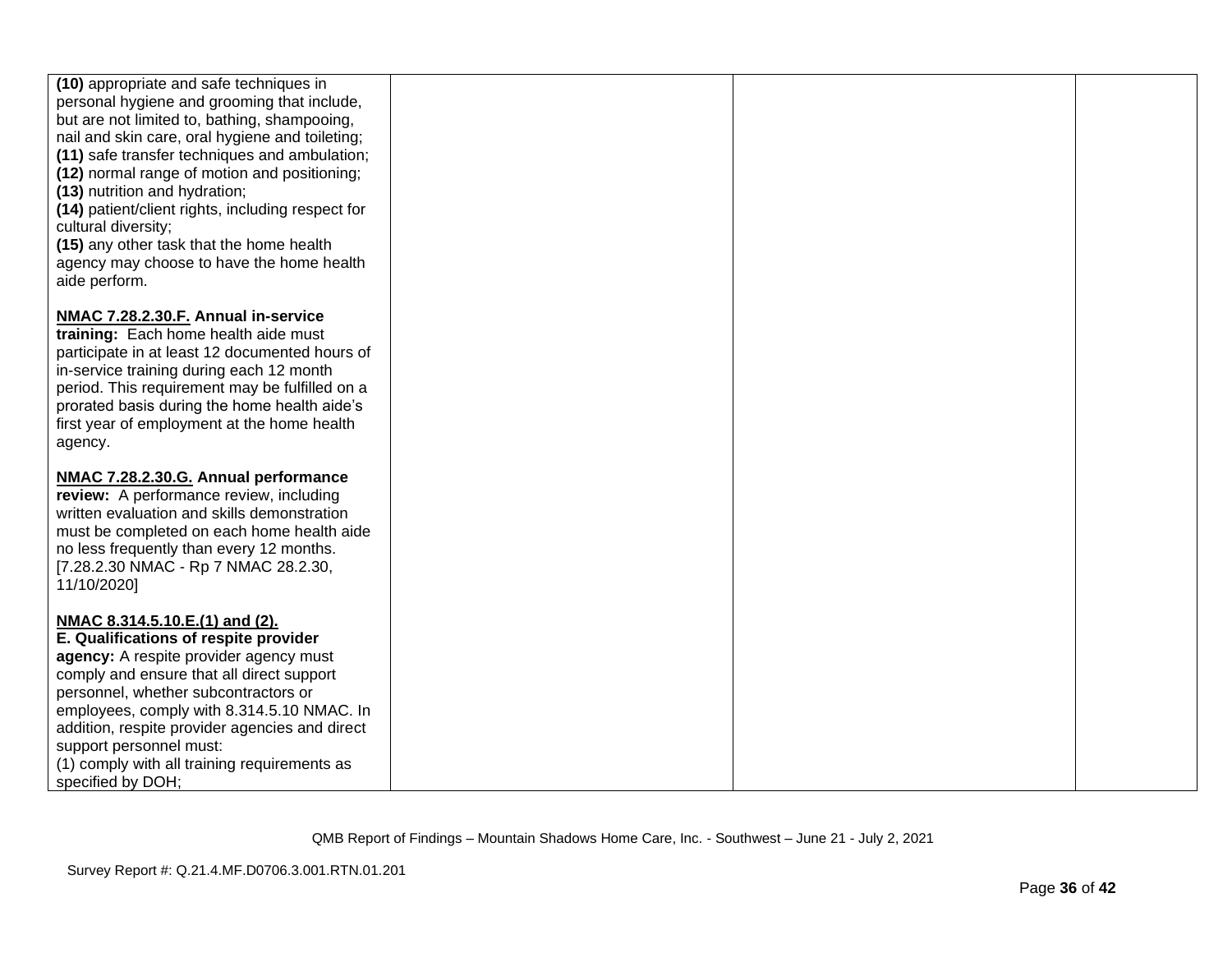| | | | |
|---|---|---|---|
| **(10)** appropriate and safe techniques in personal hygiene and grooming that include, but are not limited to, bathing, shampooing, nail and skin care, oral hygiene and toileting;<br>**(11)** safe transfer techniques and ambulation;<br>**(12)** normal range of motion and positioning;<br>**(13)** nutrition and hydration;<br>**(14)** patient/client rights, including respect for cultural diversity;<br>**(15)** any other task that the home health agency may choose to have the home health aide perform.<br><br>**NMAC 7.28.2.30.F. Annual in-service training:** Each home health aide must participate in at least 12 documented hours of in-service training during each 12 month period. This requirement may be fulfilled on a prorated basis during the home health aide's first year of employment at the home health agency.<br><br>**NMAC 7.28.2.30.G. Annual performance review:** A performance review, including written evaluation and skills demonstration must be completed on each home health aide no less frequently than every 12 months. [7.28.2.30 NMAC - Rp 7 NMAC 28.2.30, 11/10/2020]<br><br>**NMAC 8.314.5.10.E.(1) and (2).**<br>**E. Qualifications of respite provider agency:** A respite provider agency must comply and ensure that all direct support personnel, whether subcontractors or employees, comply with 8.314.5.10 NMAC. In addition, respite provider agencies and direct support personnel must:<br>(1) comply with all training requirements as specified by DOH; | | | |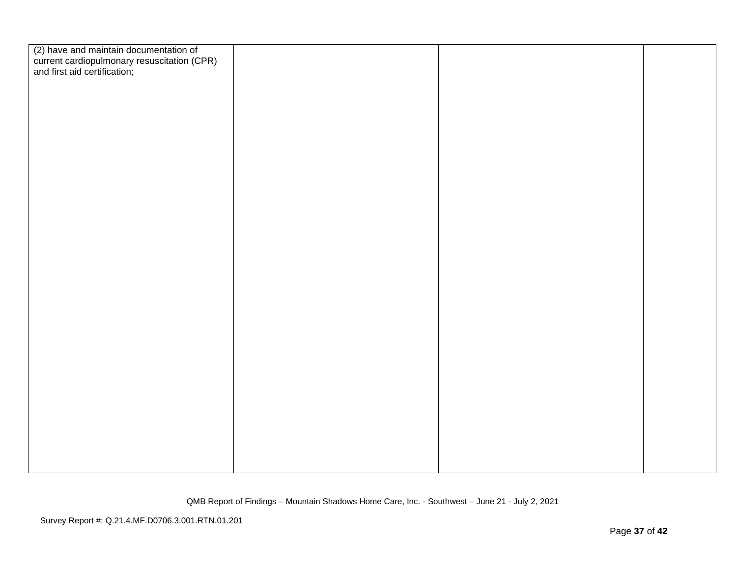| | | | |
|---|---|---|---|
| (2) have and maintain documentation of current cardiopulmonary resuscitation (CPR) and first aid certification; | | | |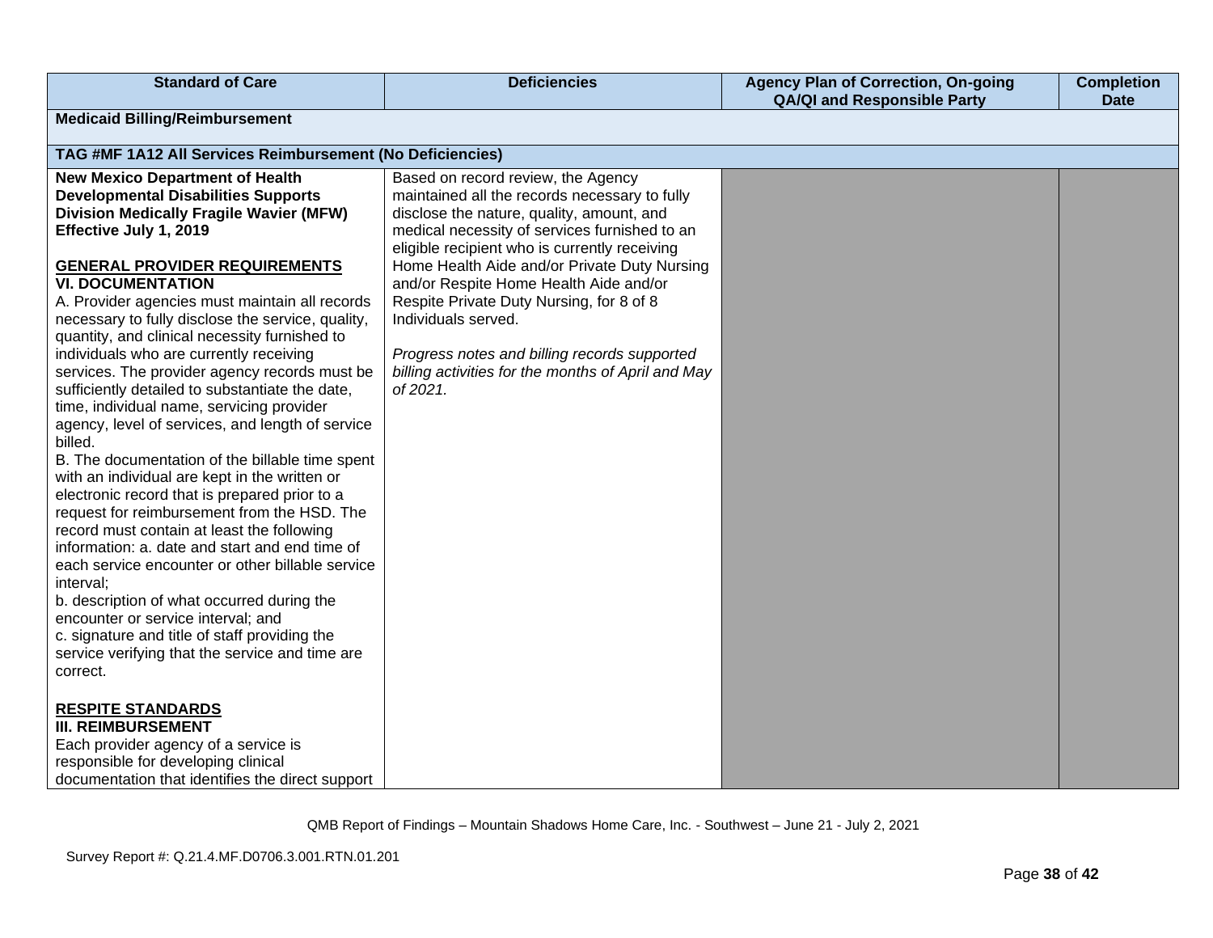| Standard of Care | Deficiencies | Agency Plan of Correction, On-going QA/QI and Responsible Party | Completion Date |
|---|---|---|---|
| **Medicaid Billing/Reimbursement** | | | |
| **TAG #MF 1A12 All Services Reimbursement (No Deficiencies)** | | | |
| **New Mexico Department of Health Developmental Disabilities Supports Division Medically Fragile Wavier (MFW) Effective July 1, 2019**<br><br>**<u>GENERAL PROVIDER REQUIREMENTS</u>**<br>**VI. DOCUMENTATION**<br>A. Provider agencies must maintain all records necessary to fully disclose the service, quality, quantity, and clinical necessity furnished to individuals who are currently receiving services. The provider agency records must be sufficiently detailed to substantiate the date, time, individual name, servicing provider agency, level of services, and length of service billed.<br>B. The documentation of the billable time spent with an individual are kept in the written or electronic record that is prepared prior to a request for reimbursement from the HSD. The record must contain at least the following information: a. date and start and end time of each service encounter or other billable service interval;<br>b. description of what occurred during the encounter or service interval; and<br>c. signature and title of staff providing the service verifying that the service and time are correct.<br><br>**<u>RESPITE STANDARDS</u>**<br>**III. REIMBURSEMENT**<br>Each provider agency of a service is responsible for developing clinical documentation that identifies the direct support | Based on record review, the Agency maintained all the records necessary to fully disclose the nature, quality, amount, and medical necessity of services furnished to an eligible recipient who is currently receiving Home Health Aide and/or Private Duty Nursing and/or Respite Home Health Aide and/or Respite Private Duty Nursing, for 8 of 8 Individuals served.<br><br>*Progress notes and billing records supported billing activities for the months of April and May of 2021.* | | |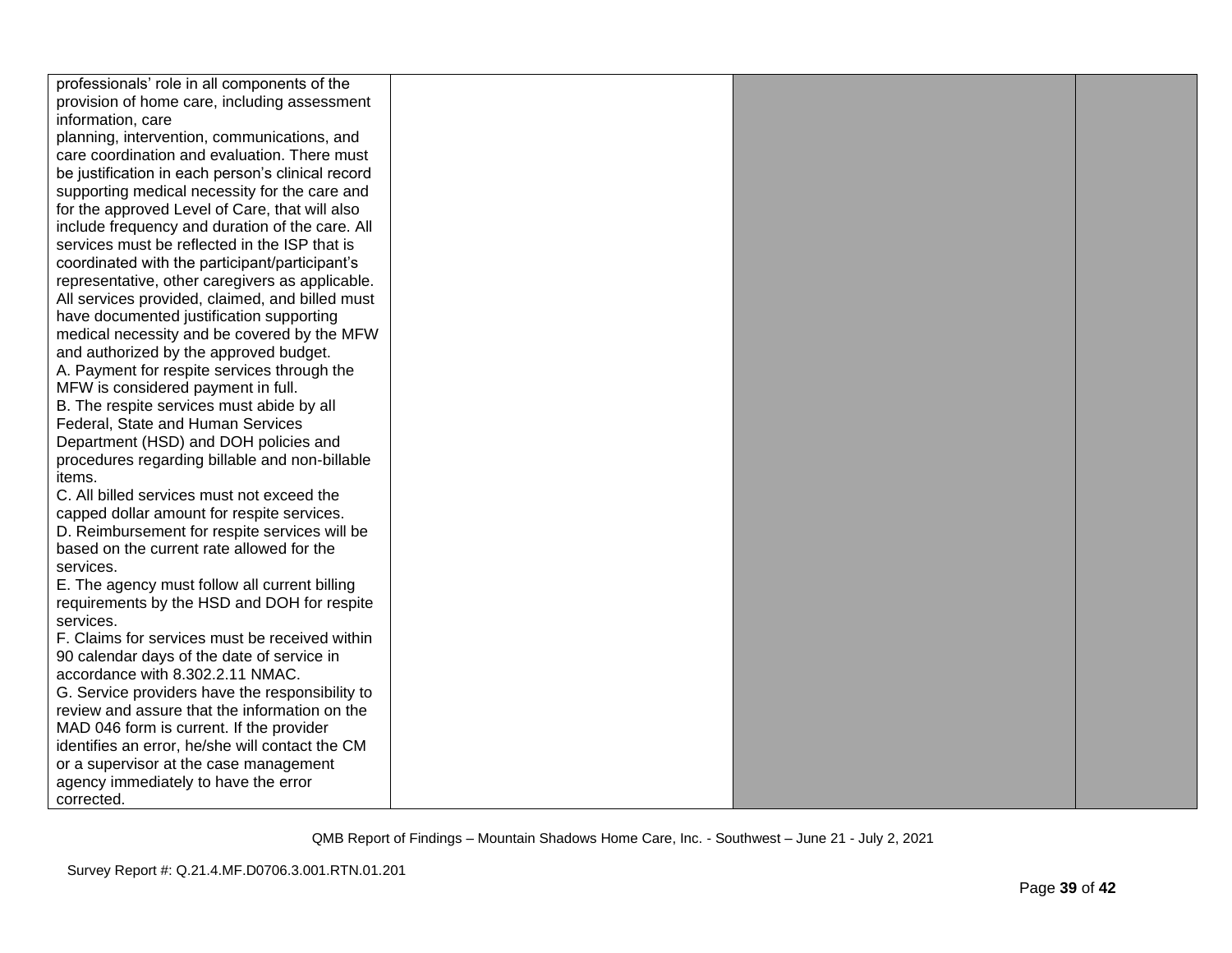| | | | |
|---|---|---|---|
| professionals' role in all components of the provision of home care, including assessment information, care planning, intervention, communications, and care coordination and evaluation. There must be justification in each person's clinical record supporting medical necessity for the care and for the approved Level of Care, that will also include frequency and duration of the care. All services must be reflected in the ISP that is coordinated with the participant/participant's representative, other caregivers as applicable. All services provided, claimed, and billed must have documented justification supporting medical necessity and be covered by the MFW and authorized by the approved budget.<br>A. Payment for respite services through the MFW is considered payment in full.<br>B. The respite services must abide by all Federal, State and Human Services Department (HSD) and DOH policies and procedures regarding billable and non-billable items.<br>C. All billed services must not exceed the capped dollar amount for respite services.<br>D. Reimbursement for respite services will be based on the current rate allowed for the services.<br>E. The agency must follow all current billing requirements by the HSD and DOH for respite services.<br>F. Claims for services must be received within 90 calendar days of the date of service in accordance with 8.302.2.11 NMAC.<br>G. Service providers have the responsibility to review and assure that the information on the MAD 046 form is current. If the provider identifies an error, he/she will contact the CM or a supervisor at the case management agency immediately to have the error corrected. | | | |

QMB Report of Findings – Mountain Shadows Home Care, Inc. - Southwest – June 21 - July 2, 2021

Survey Report #: Q.21.4.MF.D0706.3.001.RTN.01.201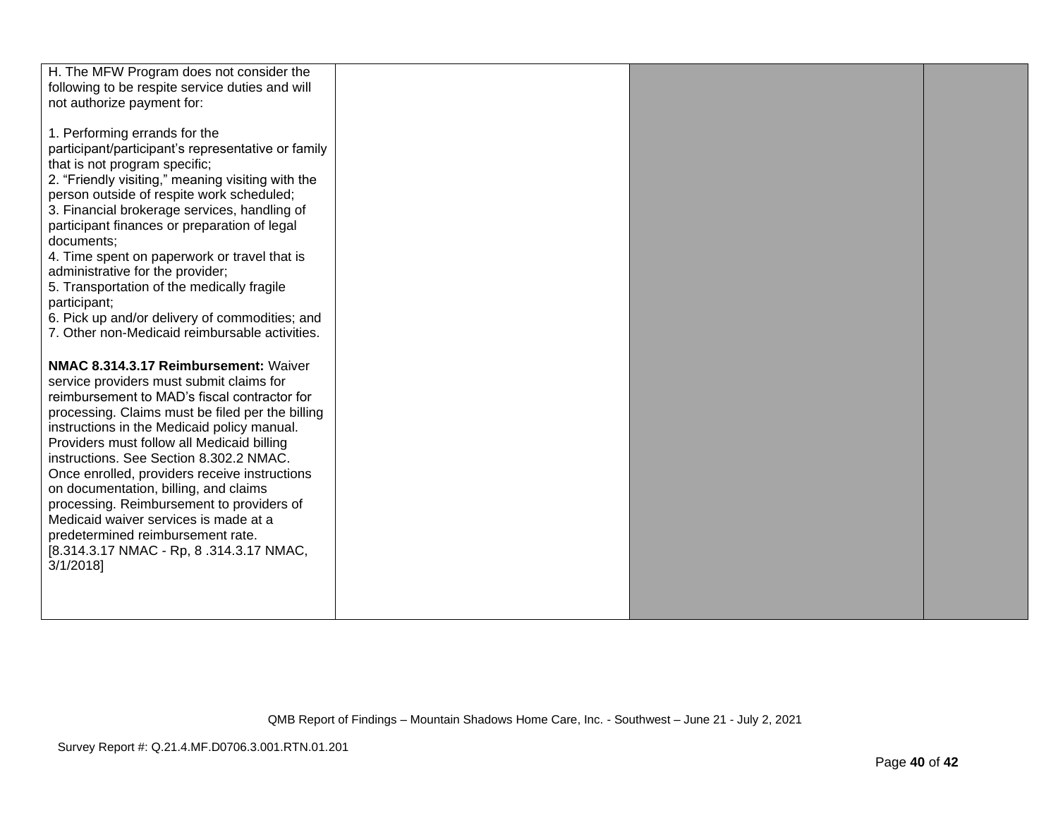| | | | |
|---|---|---|---|
| H. The MFW Program does not consider the following to be respite service duties and will not authorize payment for:<br><br>1. Performing errands for the participant/participant's representative or family that is not program specific;<br>2. "Friendly visiting," meaning visiting with the person outside of respite work scheduled;<br>3. Financial brokerage services, handling of participant finances or preparation of legal documents;<br>4. Time spent on paperwork or travel that is administrative for the provider;<br>5. Transportation of the medically fragile participant;<br>6. Pick up and/or delivery of commodities; and<br>7. Other non-Medicaid reimbursable activities.<br><br>**NMAC 8.314.3.17 Reimbursement:** Waiver service providers must submit claims for reimbursement to MAD's fiscal contractor for processing. Claims must be filed per the billing instructions in the Medicaid policy manual. Providers must follow all Medicaid billing instructions. See Section 8.302.2 NMAC. Once enrolled, providers receive instructions on documentation, billing, and claims processing. Reimbursement to providers of Medicaid waiver services is made at a predetermined reimbursement rate. [8.314.3.17 NMAC - Rp, 8 .314.3.17 NMAC, 3/1/2018] | | | |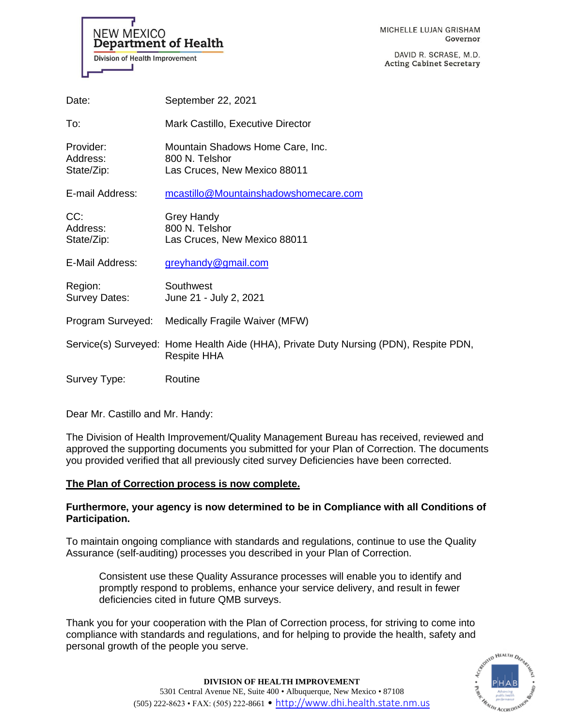NEW MEXICO
**Department of Health**
Division of Health Improvement

MICHELLE LUJAN GRISHAM
Governor

DAVID R. SCRASE, M.D.
Acting Cabinet Secretary

| | |
|---|---|
| Date: | September 22, 2021 |
| To: | Mark Castillo, Executive Director |
| Provider: | Mountain Shadows Home Care, Inc. |
| Address: | 800 N. Telshor |
| State/Zip: | Las Cruces, New Mexico 88011 |
| E-mail Address: | mcastillo@Mountainshadowshomecare.com |
| CC: | Grey Handy |
| Address: | 800 N. Telshor |
| State/Zip: | Las Cruces, New Mexico 88011 |
| E-Mail Address: | greyhandy@gmail.com |
| Region: | Southwest |
| Survey Dates: | June 21 - July 2, 2021 |
| Program Surveyed: | Medically Fragile Waiver (MFW) |
| Service(s) Surveyed: | Home Health Aide (HHA), Private Duty Nursing (PDN), Respite PDN, Respite HHA |
| Survey Type: | Routine |

Dear Mr. Castillo and Mr. Handy:

The Division of Health Improvement/Quality Management Bureau has received, reviewed and approved the supporting documents you submitted for your Plan of Correction. The documents you provided verified that all previously cited survey Deficiencies have been corrected.

**<u>The Plan of Correction process is now complete.</u>**

**Furthermore, your agency is now determined to be in Compliance with all Conditions of Participation.**

To maintain ongoing compliance with standards and regulations, continue to use the Quality Assurance (self-auditing) processes you described in your Plan of Correction.

> Consistent use these Quality Assurance processes will enable you to identify and promptly respond to problems, enhance your service delivery, and result in fewer deficiencies cited in future QMB surveys.

Thank you for your cooperation with the Plan of Correction process, for striving to come into compliance with standards and regulations, and for helping to provide the health, safety and personal growth of the people you serve.

**DIVISION OF HEALTH IMPROVEMENT**
5301 Central Avenue NE, Suite 400 • Albuquerque, New Mexico • 87108
(505) 222-8623 • FAX: (505) 222-8661 • http://www.dhi.health.state.nm.us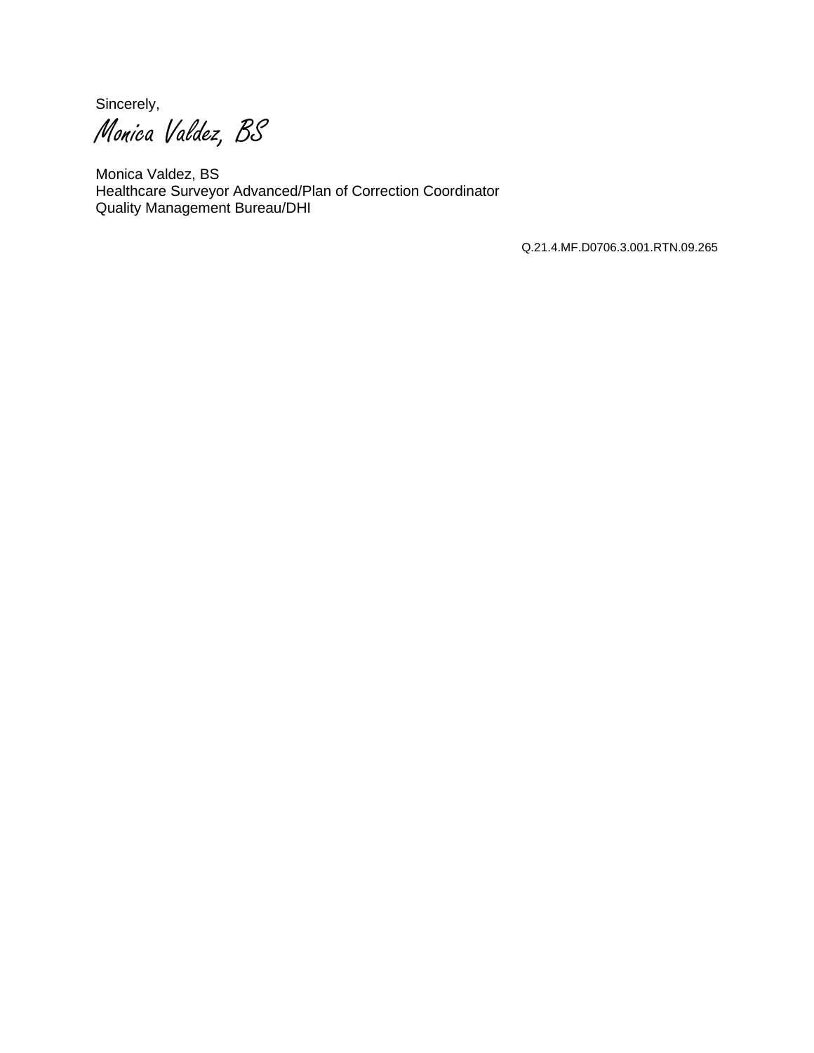Sincerely,

*Monica Valdez, BS*

Monica Valdez, BS
Healthcare Surveyor Advanced/Plan of Correction Coordinator
Quality Management Bureau/DHI

Q.21.4.MF.D0706.3.001.RTN.09.265